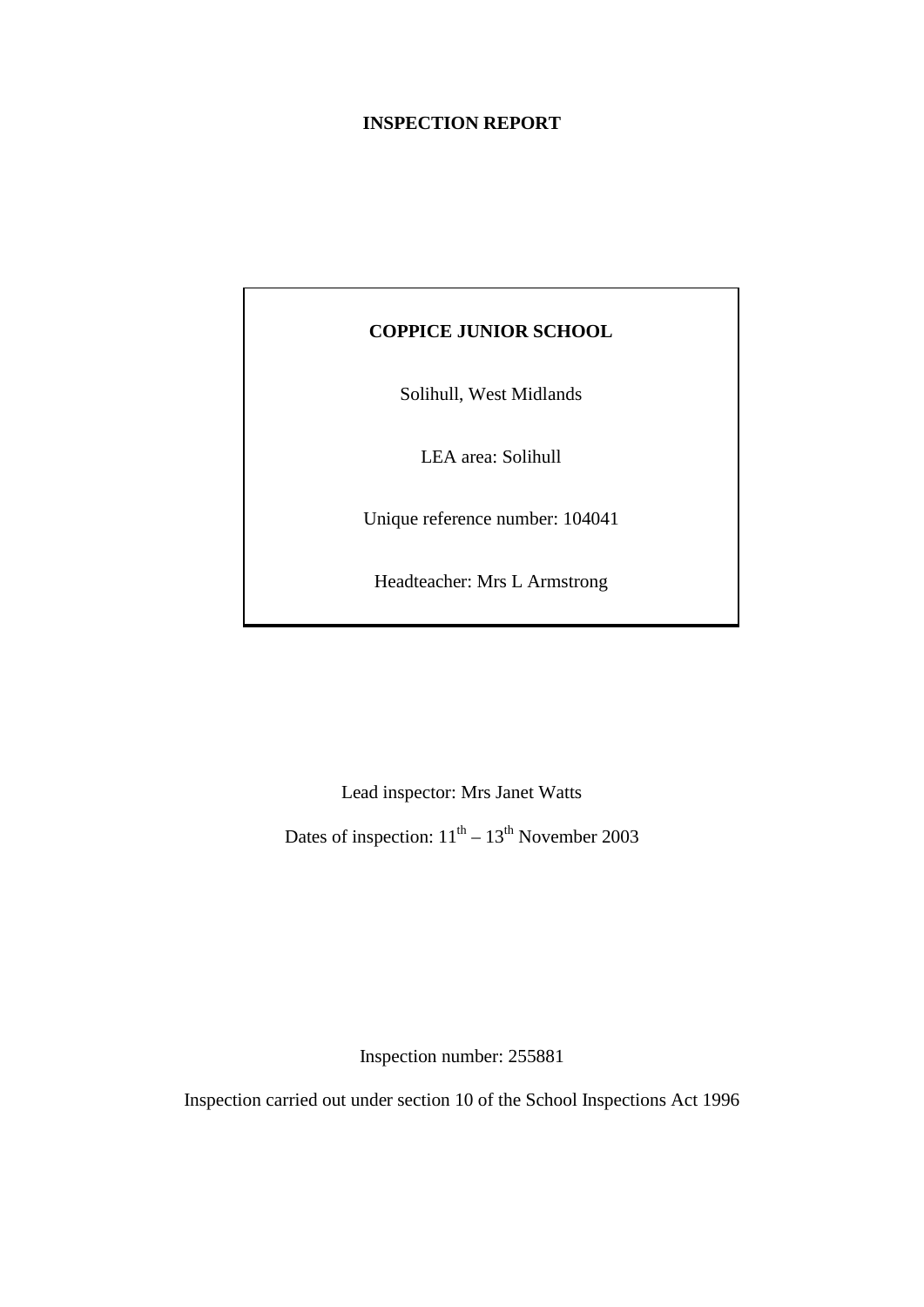# INSPECTION REPORT

**COPPICE JUNIOR SCHOOL**

Solihull, West Midlands

LEA area: Solihull

Unique reference number: 104041

Headteacher: Mrs L Armstrong

Lead inspector: Mrs Janet Watts

Dates of inspection: 11th – 13th November 2003

Inspection number: 255881

Inspection carried out under section 10 of the School Inspections Act 1996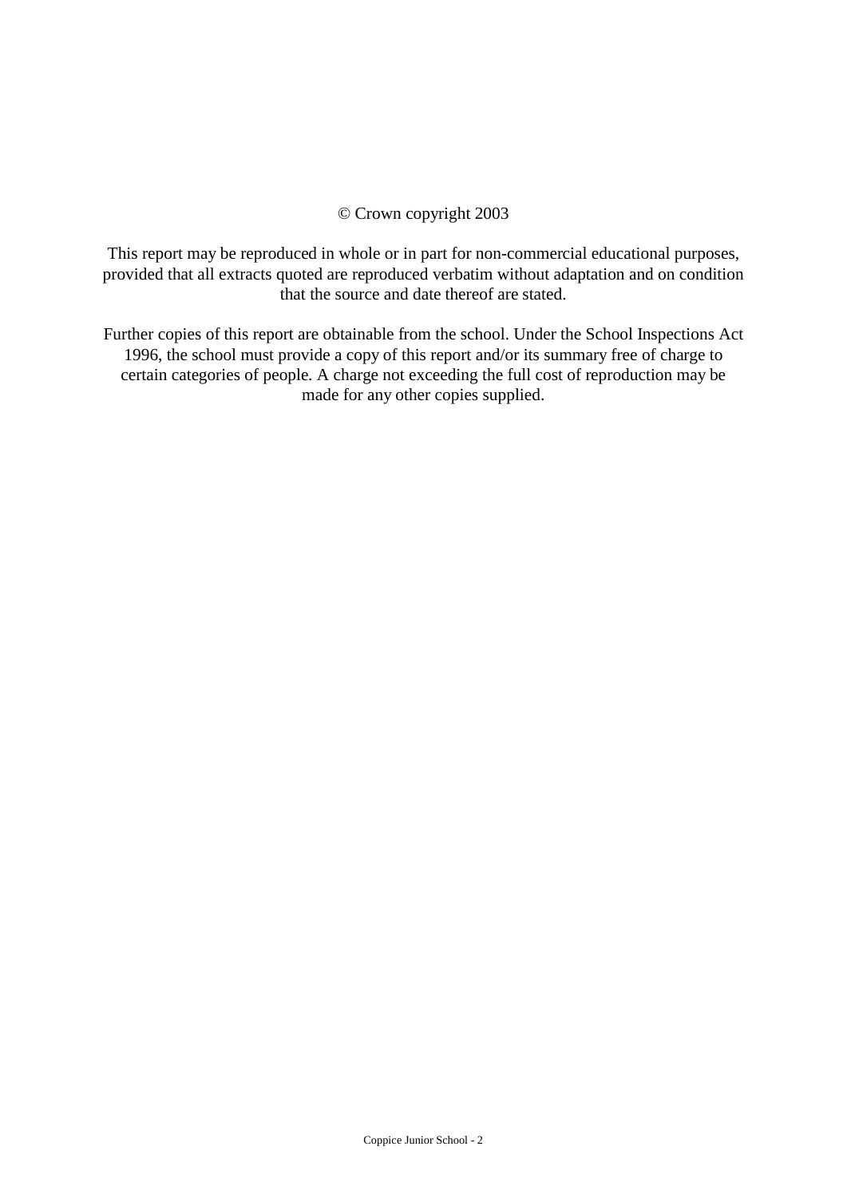© Crown copyright 2003

This report may be reproduced in whole or in part for non-commercial educational purposes, provided that all extracts quoted are reproduced verbatim without adaptation and on condition that the source and date thereof are stated.

Further copies of this report are obtainable from the school. Under the School Inspections Act 1996, the school must provide a copy of this report and/or its summary free of charge to certain categories of people. A charge not exceeding the full cost of reproduction may be made for any other copies supplied.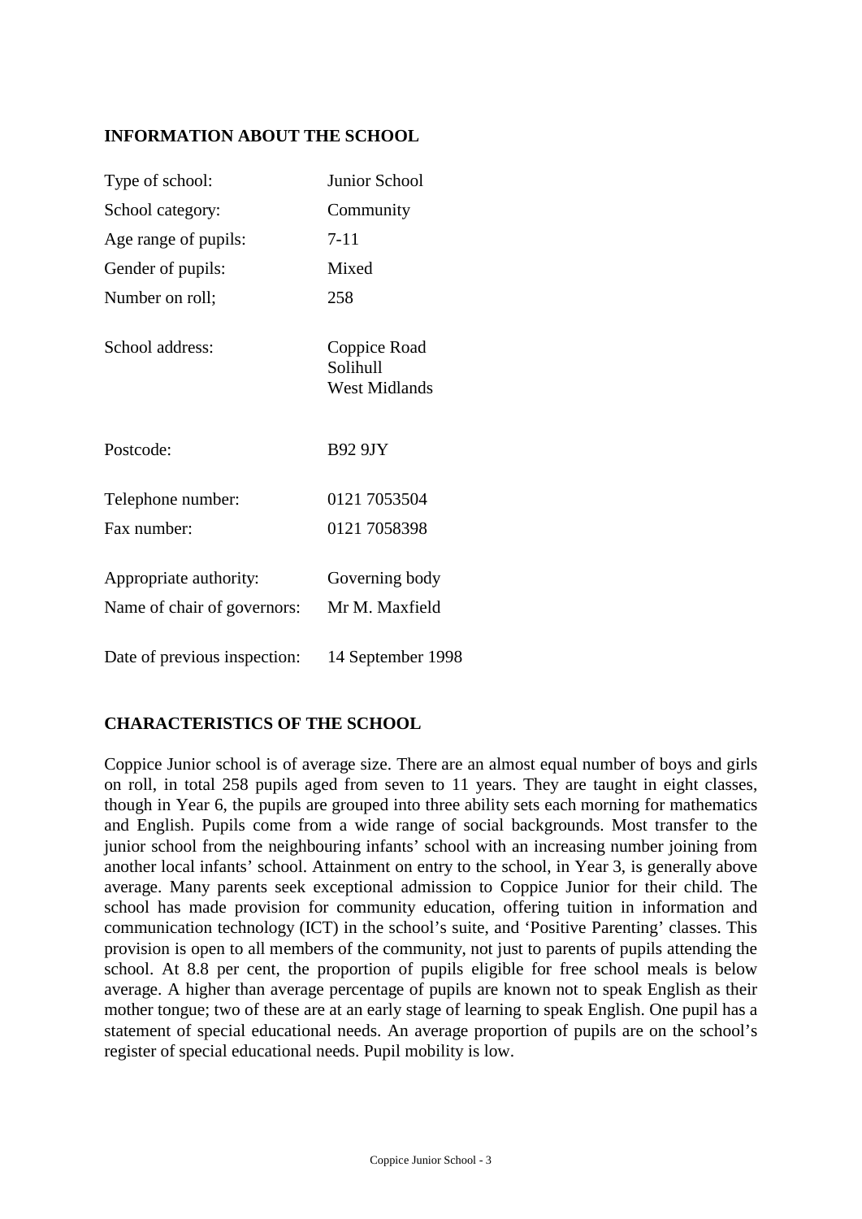## INFORMATION ABOUT THE SCHOOL

| | |
|---|---|
| Type of school: | Junior School |
| School category: | Community |
| Age range of pupils: | 7-11 |
| Gender of pupils: | Mixed |
| Number on roll; | 258 |
| School address: | Coppice Road<br>Solihull<br>West Midlands |
| Postcode: | B92 9JY |
| Telephone number: | 0121 7053504 |
| Fax number: | 0121 7058398 |
| Appropriate authority: | Governing body |
| Name of chair of governors: | Mr M. Maxfield |
| Date of previous inspection: | 14 September 1998 |

## CHARACTERISTICS OF THE SCHOOL

Coppice Junior school is of average size. There are an almost equal number of boys and girls on roll, in total 258 pupils aged from seven to 11 years. They are taught in eight classes, though in Year 6, the pupils are grouped into three ability sets each morning for mathematics and English. Pupils come from a wide range of social backgrounds. Most transfer to the junior school from the neighbouring infants' school with an increasing number joining from another local infants' school. Attainment on entry to the school, in Year 3, is generally above average. Many parents seek exceptional admission to Coppice Junior for their child. The school has made provision for community education, offering tuition in information and communication technology (ICT) in the school's suite, and 'Positive Parenting' classes. This provision is open to all members of the community, not just to parents of pupils attending the school. At 8.8 per cent, the proportion of pupils eligible for free school meals is below average. A higher than average percentage of pupils are known not to speak English as their mother tongue; two of these are at an early stage of learning to speak English. One pupil has a statement of special educational needs. An average proportion of pupils are on the school's register of special educational needs. Pupil mobility is low.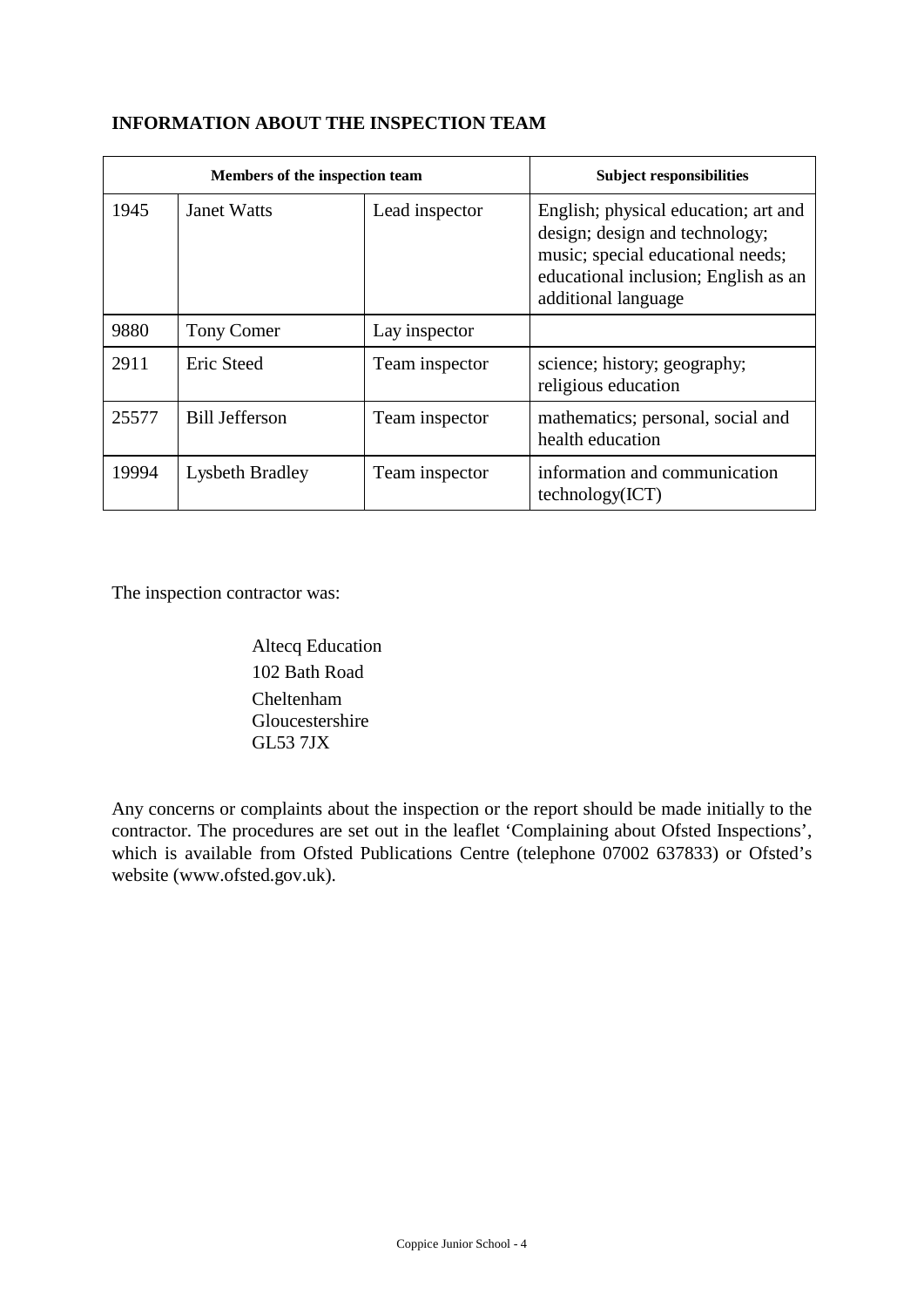## INFORMATION ABOUT THE INSPECTION TEAM

| Members of the inspection team | | | Subject responsibilities |
|---|---|---|---|
| 1945 | Janet Watts | Lead inspector | English; physical education; art and design; design and technology; music; special educational needs; educational inclusion; English as an additional language |
| 9880 | Tony Comer | Lay inspector | |
| 2911 | Eric Steed | Team inspector | science; history; geography; religious education |
| 25577 | Bill Jefferson | Team inspector | mathematics; personal, social and health education |
| 19994 | Lysbeth Bradley | Team inspector | information and communication technology(ICT) |

The inspection contractor was:

Altecq Education
102 Bath Road
Cheltenham
Gloucestershire
GL53 7JX

Any concerns or complaints about the inspection or the report should be made initially to the contractor. The procedures are set out in the leaflet 'Complaining about Ofsted Inspections', which is available from Ofsted Publications Centre (telephone 07002 637833) or Ofsted's website (www.ofsted.gov.uk).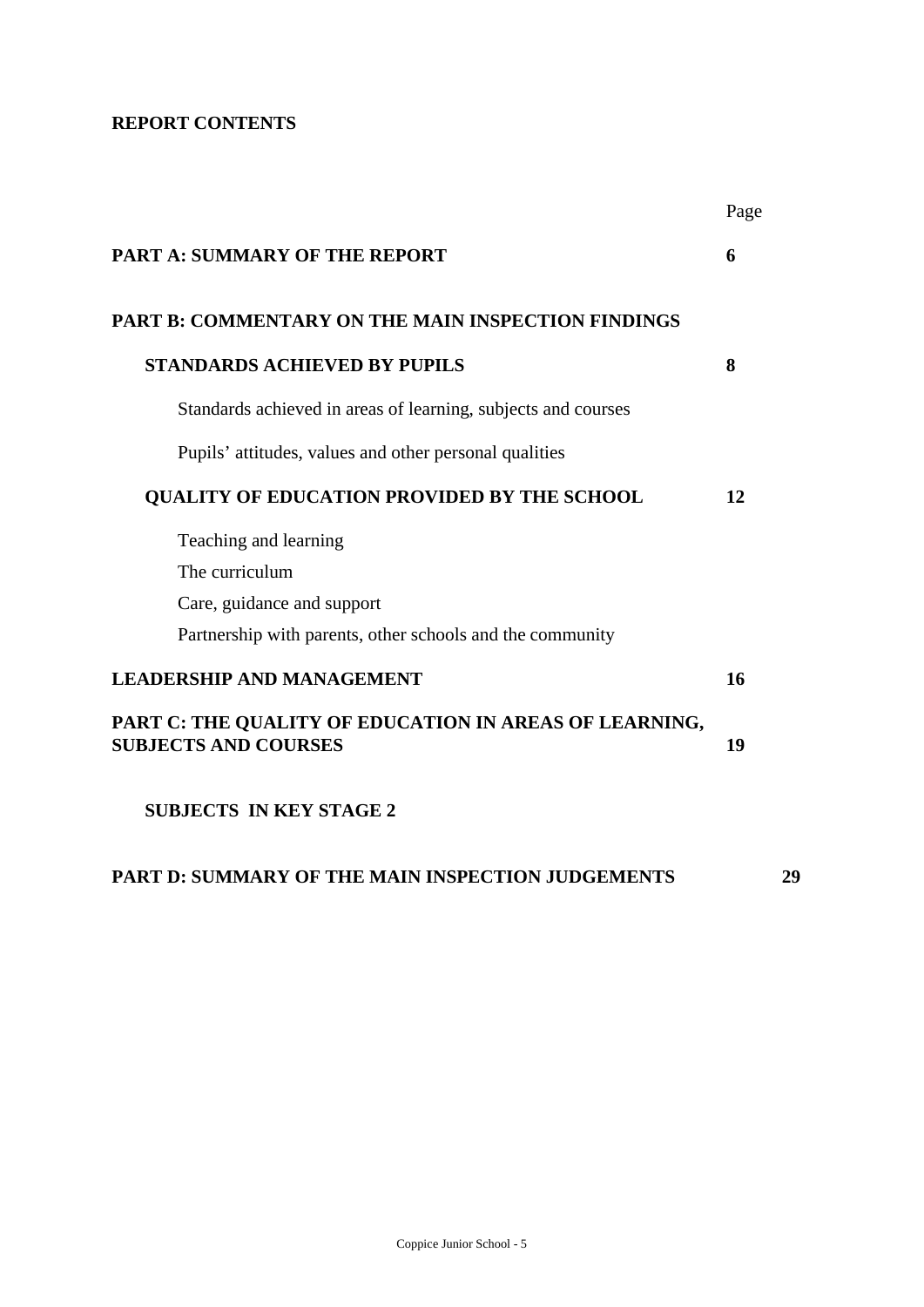**REPORT CONTENTS**

| | Page |
|---|---|
| **PART A: SUMMARY OF THE REPORT** | **6** |
| **PART B: COMMENTARY ON THE MAIN INSPECTION FINDINGS** | |
| **STANDARDS ACHIEVED BY PUPILS** | **8** |
| Standards achieved in areas of learning, subjects and courses | |
| Pupils' attitudes, values and other personal qualities | |
| **QUALITY OF EDUCATION PROVIDED BY THE SCHOOL** | **12** |
| Teaching and learning | |
| The curriculum | |
| Care, guidance and support | |
| Partnership with parents, other schools and the community | |
| **LEADERSHIP AND MANAGEMENT** | **16** |
| **PART C: THE QUALITY OF EDUCATION IN AREAS OF LEARNING, SUBJECTS AND COURSES** | **19** |
| **SUBJECTS IN KEY STAGE 2** | |
| **PART D: SUMMARY OF THE MAIN INSPECTION JUDGEMENTS** | **29** |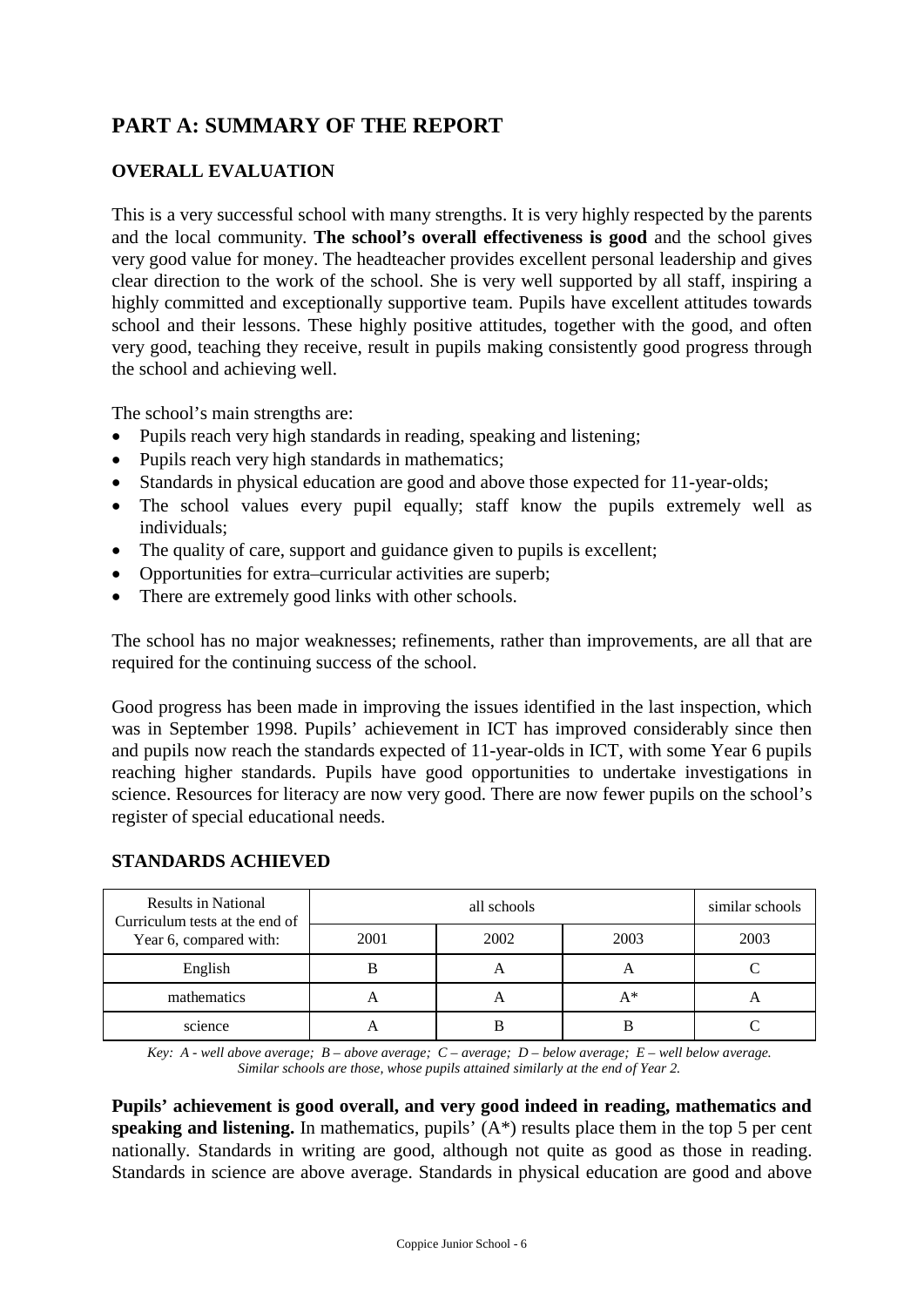## PART A: SUMMARY OF THE REPORT

### OVERALL EVALUATION

This is a very successful school with many strengths. It is very highly respected by the parents and the local community. **The school's overall effectiveness is good** and the school gives very good value for money. The headteacher provides excellent personal leadership and gives clear direction to the work of the school. She is very well supported by all staff, inspiring a highly committed and exceptionally supportive team. Pupils have excellent attitudes towards school and their lessons. These highly positive attitudes, together with the good, and often very good, teaching they receive, result in pupils making consistently good progress through the school and achieving well.

The school's main strengths are:

- Pupils reach very high standards in reading, speaking and listening;
- Pupils reach very high standards in mathematics;
- Standards in physical education are good and above those expected for 11-year-olds;
- The school values every pupil equally; staff know the pupils extremely well as individuals;
- The quality of care, support and guidance given to pupils is excellent;
- Opportunities for extra–curricular activities are superb;
- There are extremely good links with other schools.

The school has no major weaknesses; refinements, rather than improvements, are all that are required for the continuing success of the school.

Good progress has been made in improving the issues identified in the last inspection, which was in September 1998. Pupils' achievement in ICT has improved considerably since then and pupils now reach the standards expected of 11-year-olds in ICT, with some Year 6 pupils reaching higher standards. Pupils have good opportunities to undertake investigations in science. Resources for literacy are now very good. There are now fewer pupils on the school's register of special educational needs.

### STANDARDS ACHIEVED

| Results in National Curriculum tests at the end of Year 6, compared with: | all schools | | | similar schools |
|---|---|---|---|---|
| | 2001 | 2002 | 2003 | 2003 |
| English | B | A | A | C |
| mathematics | A | A | A* | A |
| science | A | B | B | C |

*Key: A - well above average; B – above average; C – average; D – below average; E – well below average. Similar schools are those, whose pupils attained similarly at the end of Year 2.*

**Pupils' achievement is good overall, and very good indeed in reading, mathematics and speaking and listening.** In mathematics, pupils' (A*) results place them in the top 5 per cent nationally. Standards in writing are good, although not quite as good as those in reading. Standards in science are above average. Standards in physical education are good and above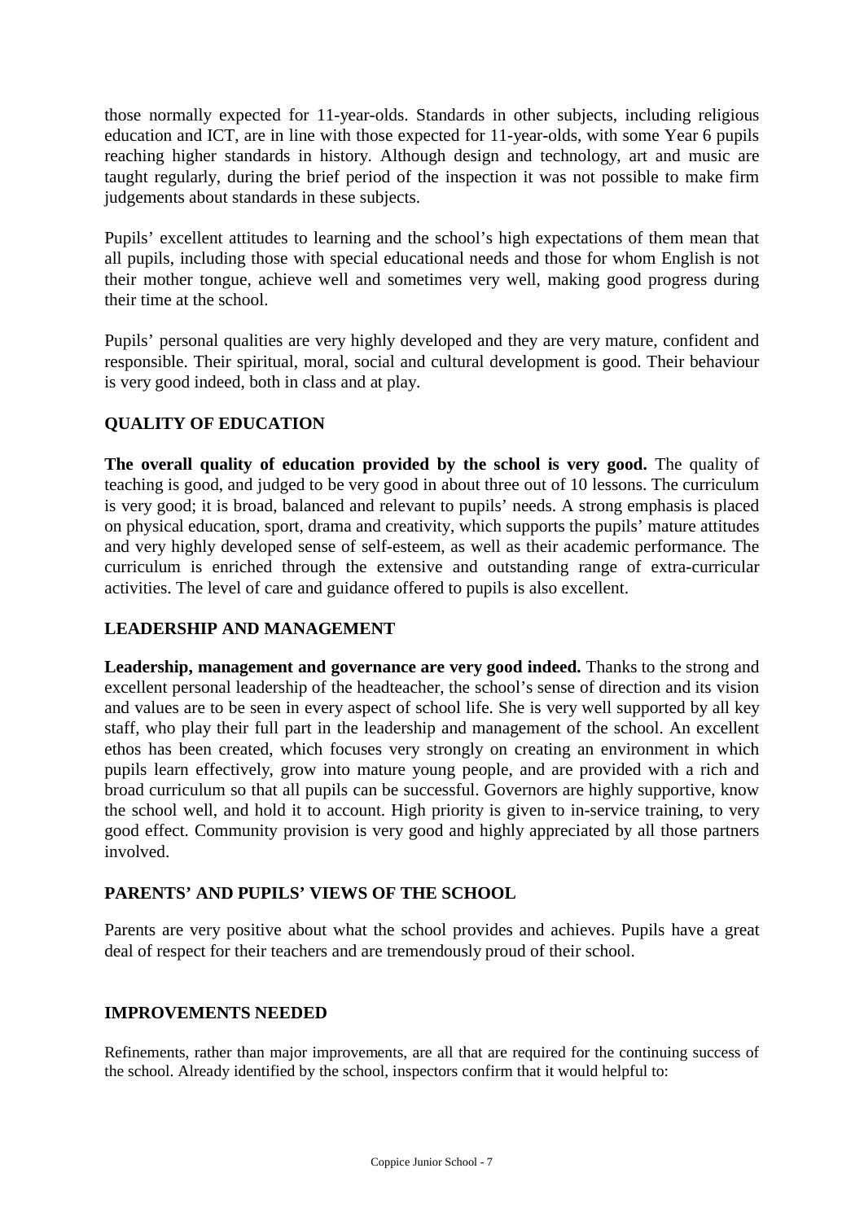those normally expected for 11-year-olds. Standards in other subjects, including religious education and ICT, are in line with those expected for 11-year-olds, with some Year 6 pupils reaching higher standards in history. Although design and technology, art and music are taught regularly, during the brief period of the inspection it was not possible to make firm judgements about standards in these subjects.

Pupils' excellent attitudes to learning and the school's high expectations of them mean that all pupils, including those with special educational needs and those for whom English is not their mother tongue, achieve well and sometimes very well, making good progress during their time at the school.

Pupils' personal qualities are very highly developed and they are very mature, confident and responsible. Their spiritual, moral, social and cultural development is good. Their behaviour is very good indeed, both in class and at play.

## QUALITY OF EDUCATION

**The overall quality of education provided by the school is very good.** The quality of teaching is good, and judged to be very good in about three out of 10 lessons. The curriculum is very good; it is broad, balanced and relevant to pupils' needs. A strong emphasis is placed on physical education, sport, drama and creativity, which supports the pupils' mature attitudes and very highly developed sense of self-esteem, as well as their academic performance. The curriculum is enriched through the extensive and outstanding range of extra-curricular activities. The level of care and guidance offered to pupils is also excellent.

## LEADERSHIP AND MANAGEMENT

**Leadership, management and governance are very good indeed.** Thanks to the strong and excellent personal leadership of the headteacher, the school's sense of direction and its vision and values are to be seen in every aspect of school life. She is very well supported by all key staff, who play their full part in the leadership and management of the school. An excellent ethos has been created, which focuses very strongly on creating an environment in which pupils learn effectively, grow into mature young people, and are provided with a rich and broad curriculum so that all pupils can be successful. Governors are highly supportive, know the school well, and hold it to account. High priority is given to in-service training, to very good effect. Community provision is very good and highly appreciated by all those partners involved.

## PARENTS' AND PUPILS' VIEWS OF THE SCHOOL

Parents are very positive about what the school provides and achieves. Pupils have a great deal of respect for their teachers and are tremendously proud of their school.

## IMPROVEMENTS NEEDED

Refinements, rather than major improvements, are all that are required for the continuing success of the school. Already identified by the school, inspectors confirm that it would helpful to: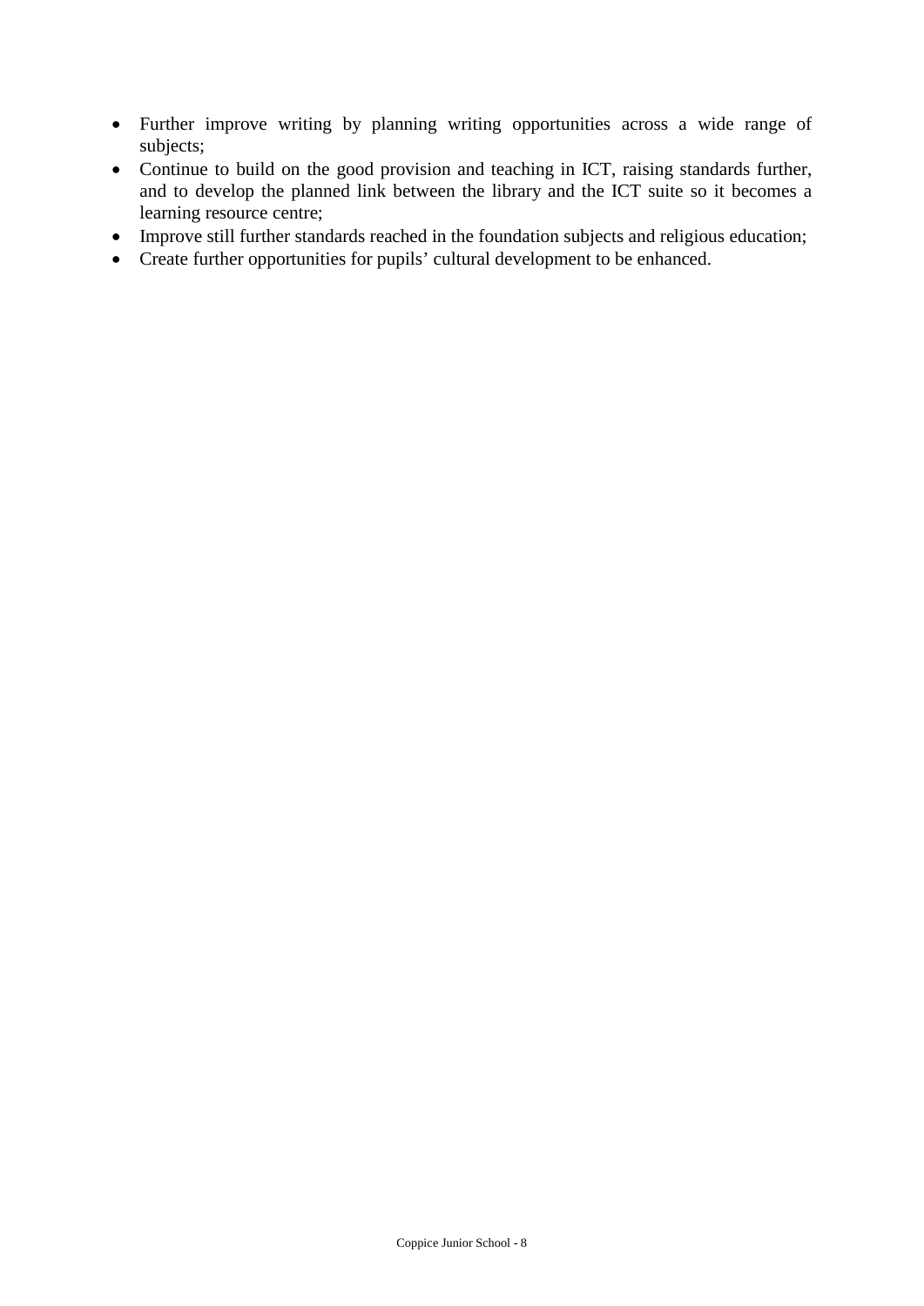- Further improve writing by planning writing opportunities across a wide range of subjects;
- Continue to build on the good provision and teaching in ICT, raising standards further, and to develop the planned link between the library and the ICT suite so it becomes a learning resource centre;
- Improve still further standards reached in the foundation subjects and religious education;
- Create further opportunities for pupils' cultural development to be enhanced.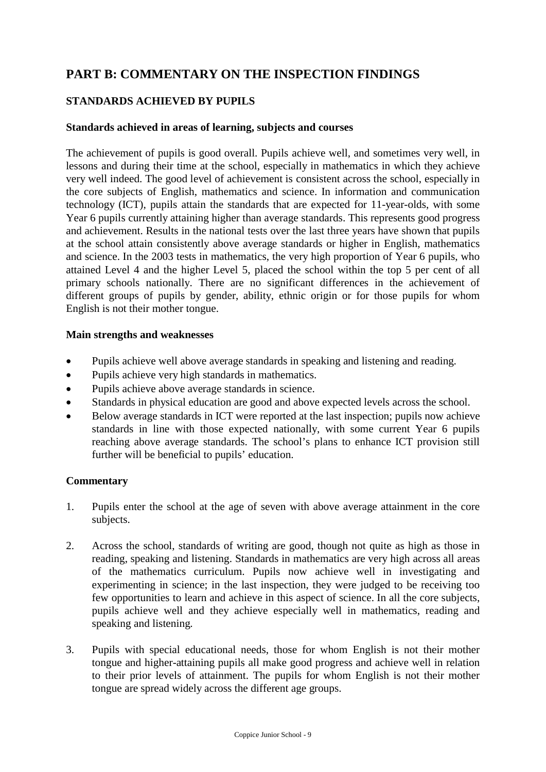# PART B: COMMENTARY ON THE INSPECTION FINDINGS

## STANDARDS ACHIEVED BY PUPILS

### Standards achieved in areas of learning, subjects and courses

The achievement of pupils is good overall. Pupils achieve well, and sometimes very well, in lessons and during their time at the school, especially in mathematics in which they achieve very well indeed. The good level of achievement is consistent across the school, especially in the core subjects of English, mathematics and science. In information and communication technology (ICT), pupils attain the standards that are expected for 11-year-olds, with some Year 6 pupils currently attaining higher than average standards. This represents good progress and achievement. Results in the national tests over the last three years have shown that pupils at the school attain consistently above average standards or higher in English, mathematics and science. In the 2003 tests in mathematics, the very high proportion of Year 6 pupils, who attained Level 4 and the higher Level 5, placed the school within the top 5 per cent of all primary schools nationally. There are no significant differences in the achievement of different groups of pupils by gender, ability, ethnic origin or for those pupils for whom English is not their mother tongue.

### Main strengths and weaknesses

- Pupils achieve well above average standards in speaking and listening and reading.
- Pupils achieve very high standards in mathematics.
- Pupils achieve above average standards in science.
- Standards in physical education are good and above expected levels across the school.
- Below average standards in ICT were reported at the last inspection; pupils now achieve standards in line with those expected nationally, with some current Year 6 pupils reaching above average standards. The school's plans to enhance ICT provision still further will be beneficial to pupils' education.

### Commentary

1. Pupils enter the school at the age of seven with above average attainment in the core subjects.

2. Across the school, standards of writing are good, though not quite as high as those in reading, speaking and listening. Standards in mathematics are very high across all areas of the mathematics curriculum. Pupils now achieve well in investigating and experimenting in science; in the last inspection, they were judged to be receiving too few opportunities to learn and achieve in this aspect of science. In all the core subjects, pupils achieve well and they achieve especially well in mathematics, reading and speaking and listening.

3. Pupils with special educational needs, those for whom English is not their mother tongue and higher-attaining pupils all make good progress and achieve well in relation to their prior levels of attainment. The pupils for whom English is not their mother tongue are spread widely across the different age groups.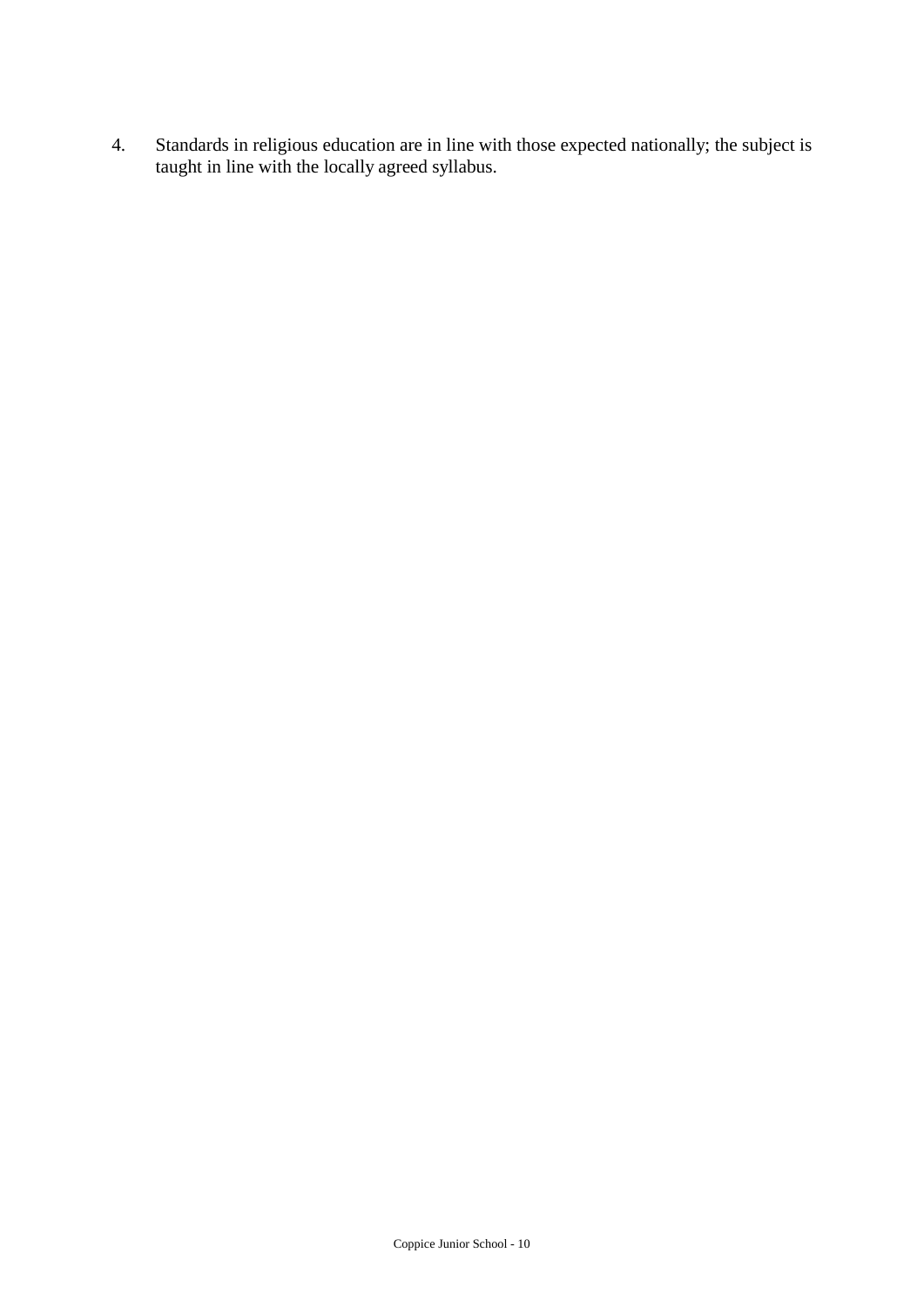4. Standards in religious education are in line with those expected nationally; the subject is taught in line with the locally agreed syllabus.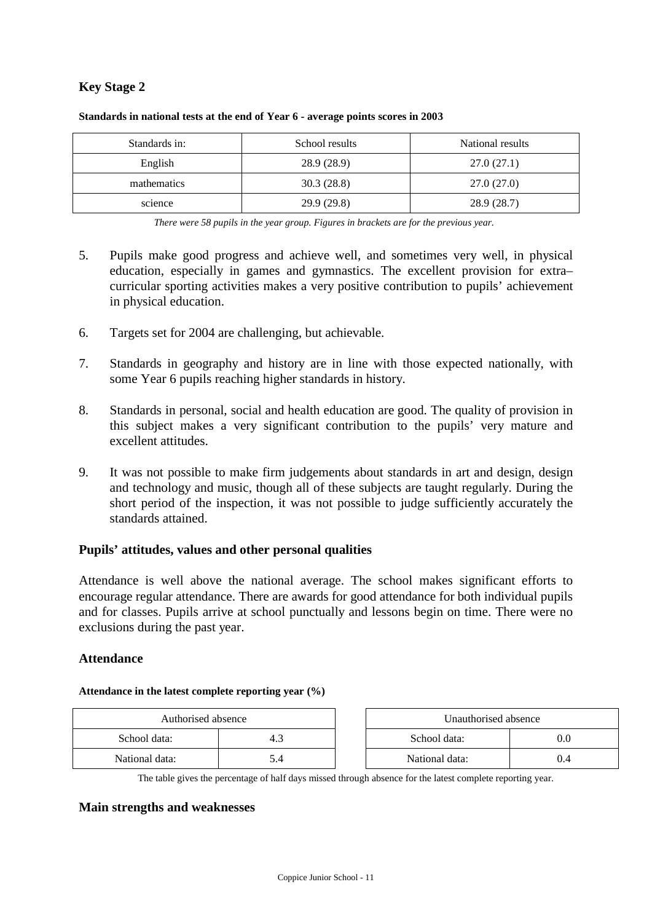## Key Stage 2

**Standards in national tests at the end of Year 6 - average points scores in 2003**

| Standards in: | School results | National results |
|---|---|---|
| English | 28.9 (28.9) | 27.0 (27.1) |
| mathematics | 30.3 (28.8) | 27.0 (27.0) |
| science | 29.9 (29.8) | 28.9 (28.7) |

*There were 58 pupils in the year group. Figures in brackets are for the previous year.*

5. Pupils make good progress and achieve well, and sometimes very well, in physical education, especially in games and gymnastics. The excellent provision for extra–curricular sporting activities makes a very positive contribution to pupils' achievement in physical education.

6. Targets set for 2004 are challenging, but achievable.

7. Standards in geography and history are in line with those expected nationally, with some Year 6 pupils reaching higher standards in history.

8. Standards in personal, social and health education are good. The quality of provision in this subject makes a very significant contribution to the pupils' very mature and excellent attitudes.

9. It was not possible to make firm judgements about standards in art and design, design and technology and music, though all of these subjects are taught regularly. During the short period of the inspection, it was not possible to judge sufficiently accurately the standards attained.

### Pupils' attitudes, values and other personal qualities

Attendance is well above the national average. The school makes significant efforts to encourage regular attendance. There are awards for good attendance for both individual pupils and for classes. Pupils arrive at school punctually and lessons begin on time. There were no exclusions during the past year.

### Attendance

**Attendance in the latest complete reporting year (%)**

| Authorised absence | |
|---|---|
| School data: | 4.3 |
| National data: | 5.4 |

| Unauthorised absence | |
|---|---|
| School data: | 0.0 |
| National data: | 0.4 |

The table gives the percentage of half days missed through absence for the latest complete reporting year.

### Main strengths and weaknesses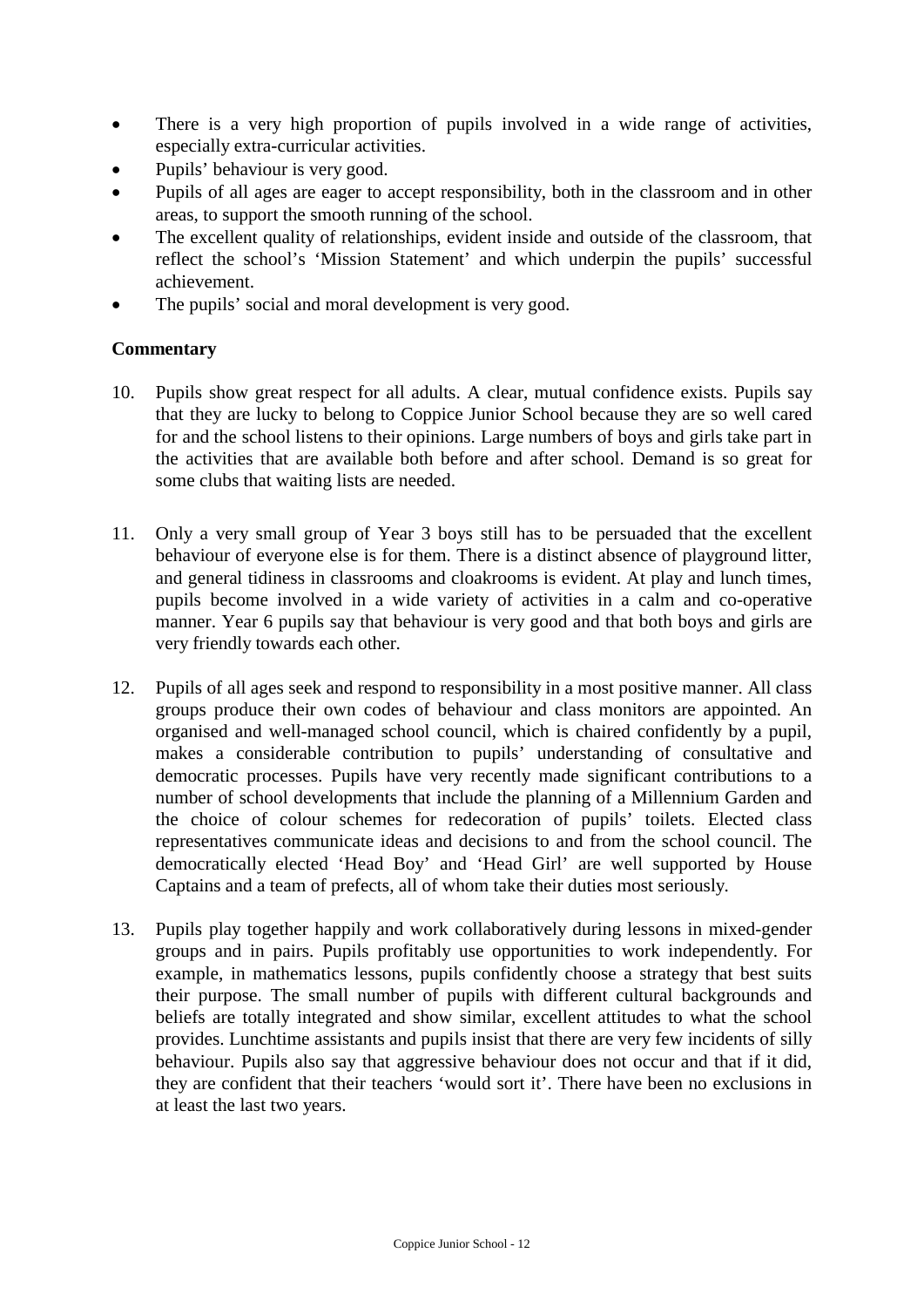- There is a very high proportion of pupils involved in a wide range of activities, especially extra-curricular activities.
- Pupils' behaviour is very good.
- Pupils of all ages are eager to accept responsibility, both in the classroom and in other areas, to support the smooth running of the school.
- The excellent quality of relationships, evident inside and outside of the classroom, that reflect the school's 'Mission Statement' and which underpin the pupils' successful achievement.
- The pupils' social and moral development is very good.

**Commentary**

10. Pupils show great respect for all adults. A clear, mutual confidence exists. Pupils say that they are lucky to belong to Coppice Junior School because they are so well cared for and the school listens to their opinions. Large numbers of boys and girls take part in the activities that are available both before and after school. Demand is so great for some clubs that waiting lists are needed.

11. Only a very small group of Year 3 boys still has to be persuaded that the excellent behaviour of everyone else is for them. There is a distinct absence of playground litter, and general tidiness in classrooms and cloakrooms is evident. At play and lunch times, pupils become involved in a wide variety of activities in a calm and co-operative manner. Year 6 pupils say that behaviour is very good and that both boys and girls are very friendly towards each other.

12. Pupils of all ages seek and respond to responsibility in a most positive manner. All class groups produce their own codes of behaviour and class monitors are appointed. An organised and well-managed school council, which is chaired confidently by a pupil, makes a considerable contribution to pupils' understanding of consultative and democratic processes. Pupils have very recently made significant contributions to a number of school developments that include the planning of a Millennium Garden and the choice of colour schemes for redecoration of pupils' toilets. Elected class representatives communicate ideas and decisions to and from the school council. The democratically elected 'Head Boy' and 'Head Girl' are well supported by House Captains and a team of prefects, all of whom take their duties most seriously.

13. Pupils play together happily and work collaboratively during lessons in mixed-gender groups and in pairs. Pupils profitably use opportunities to work independently. For example, in mathematics lessons, pupils confidently choose a strategy that best suits their purpose. The small number of pupils with different cultural backgrounds and beliefs are totally integrated and show similar, excellent attitudes to what the school provides. Lunchtime assistants and pupils insist that there are very few incidents of silly behaviour. Pupils also say that aggressive behaviour does not occur and that if it did, they are confident that their teachers 'would sort it'. There have been no exclusions in at least the last two years.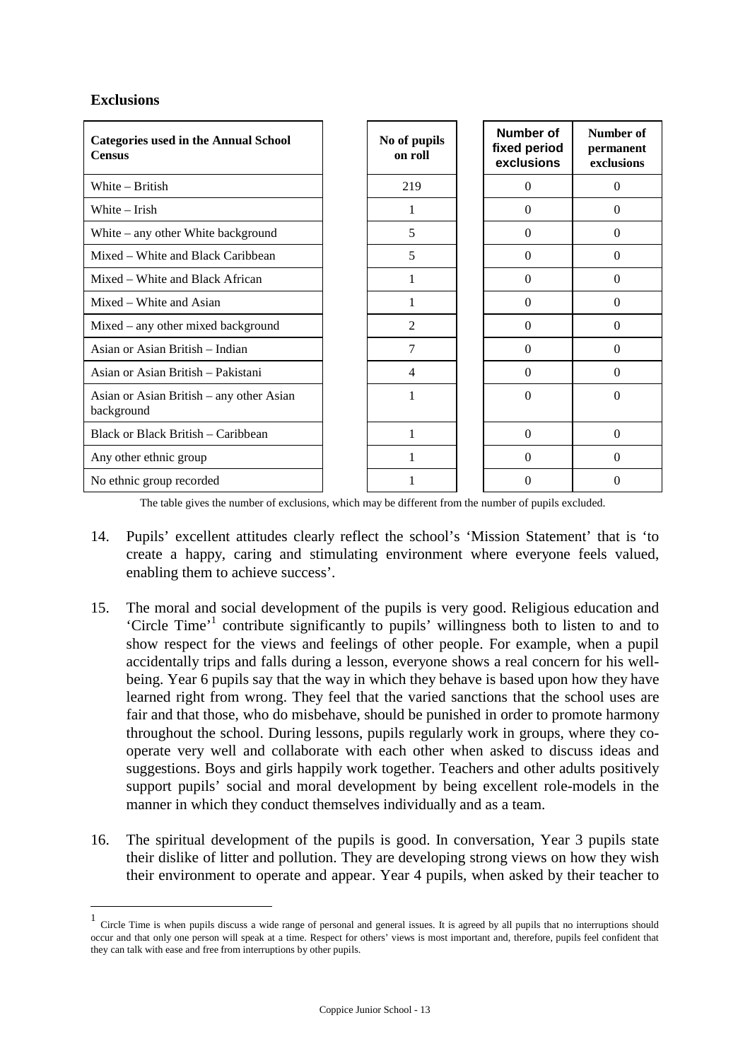## Exclusions

| Categories used in the Annual School Census | No of pupils on roll | Number of fixed period exclusions | Number of permanent exclusions |
|---|---|---|---|
| White – British | 219 | 0 | 0 |
| White – Irish | 1 | 0 | 0 |
| White – any other White background | 5 | 0 | 0 |
| Mixed – White and Black Caribbean | 5 | 0 | 0 |
| Mixed – White and Black African | 1 | 0 | 0 |
| Mixed – White and Asian | 1 | 0 | 0 |
| Mixed – any other mixed background | 2 | 0 | 0 |
| Asian or Asian British – Indian | 7 | 0 | 0 |
| Asian or Asian British – Pakistani | 4 | 0 | 0 |
| Asian or Asian British – any other Asian background | 1 | 0 | 0 |
| Black or Black British – Caribbean | 1 | 0 | 0 |
| Any other ethnic group | 1 | 0 | 0 |
| No ethnic group recorded | 1 | 0 | 0 |

The table gives the number of exclusions, which may be different from the number of pupils excluded.

14. Pupils' excellent attitudes clearly reflect the school's 'Mission Statement' that is 'to create a happy, caring and stimulating environment where everyone feels valued, enabling them to achieve success'.

15. The moral and social development of the pupils is very good. Religious education and 'Circle Time'[1] contribute significantly to pupils' willingness both to listen to and to show respect for the views and feelings of other people. For example, when a pupil accidentally trips and falls during a lesson, everyone shows a real concern for his well-being. Year 6 pupils say that the way in which they behave is based upon how they have learned right from wrong. They feel that the varied sanctions that the school uses are fair and that those, who do misbehave, should be punished in order to promote harmony throughout the school. During lessons, pupils regularly work in groups, where they co-operate very well and collaborate with each other when asked to discuss ideas and suggestions. Boys and girls happily work together. Teachers and other adults positively support pupils' social and moral development by being excellent role-models in the manner in which they conduct themselves individually and as a team.

16. The spiritual development of the pupils is good. In conversation, Year 3 pupils state their dislike of litter and pollution. They are developing strong views on how they wish their environment to operate and appear. Year 4 pupils, when asked by their teacher to

[1] Circle Time is when pupils discuss a wide range of personal and general issues. It is agreed by all pupils that no interruptions should occur and that only one person will speak at a time. Respect for others' views is most important and, therefore, pupils feel confident that they can talk with ease and free from interruptions by other pupils.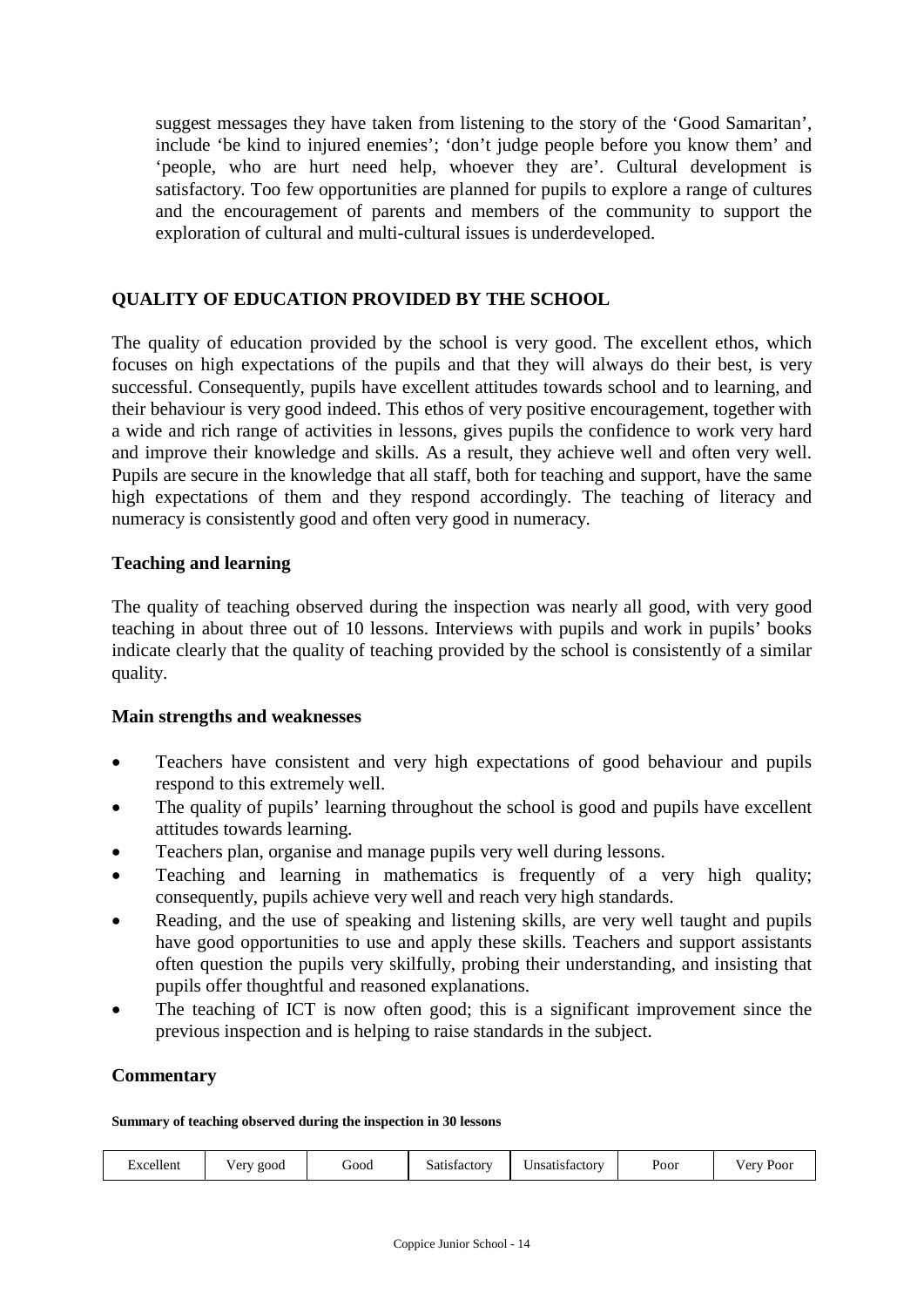suggest messages they have taken from listening to the story of the 'Good Samaritan', include 'be kind to injured enemies'; 'don't judge people before you know them' and 'people, who are hurt need help, whoever they are'. Cultural development is satisfactory. Too few opportunities are planned for pupils to explore a range of cultures and the encouragement of parents and members of the community to support the exploration of cultural and multi-cultural issues is underdeveloped.

## QUALITY OF EDUCATION PROVIDED BY THE SCHOOL

The quality of education provided by the school is very good. The excellent ethos, which focuses on high expectations of the pupils and that they will always do their best, is very successful. Consequently, pupils have excellent attitudes towards school and to learning, and their behaviour is very good indeed. This ethos of very positive encouragement, together with a wide and rich range of activities in lessons, gives pupils the confidence to work very hard and improve their knowledge and skills. As a result, they achieve well and often very well. Pupils are secure in the knowledge that all staff, both for teaching and support, have the same high expectations of them and they respond accordingly. The teaching of literacy and numeracy is consistently good and often very good in numeracy.

### Teaching and learning

The quality of teaching observed during the inspection was nearly all good, with very good teaching in about three out of 10 lessons. Interviews with pupils and work in pupils' books indicate clearly that the quality of teaching provided by the school is consistently of a similar quality.

### Main strengths and weaknesses

- Teachers have consistent and very high expectations of good behaviour and pupils respond to this extremely well.
- The quality of pupils' learning throughout the school is good and pupils have excellent attitudes towards learning.
- Teachers plan, organise and manage pupils very well during lessons.
- Teaching and learning in mathematics is frequently of a very high quality; consequently, pupils achieve very well and reach very high standards.
- Reading, and the use of speaking and listening skills, are very well taught and pupils have good opportunities to use and apply these skills. Teachers and support assistants often question the pupils very skilfully, probing their understanding, and insisting that pupils offer thoughtful and reasoned explanations.
- The teaching of ICT is now often good; this is a significant improvement since the previous inspection and is helping to raise standards in the subject.

### Commentary

**Summary of teaching observed during the inspection in 30 lessons**

| Excellent | Very good | Good | Satisfactory | Unsatisfactory | Poor | Very Poor |
|---|---|---|---|---|---|---|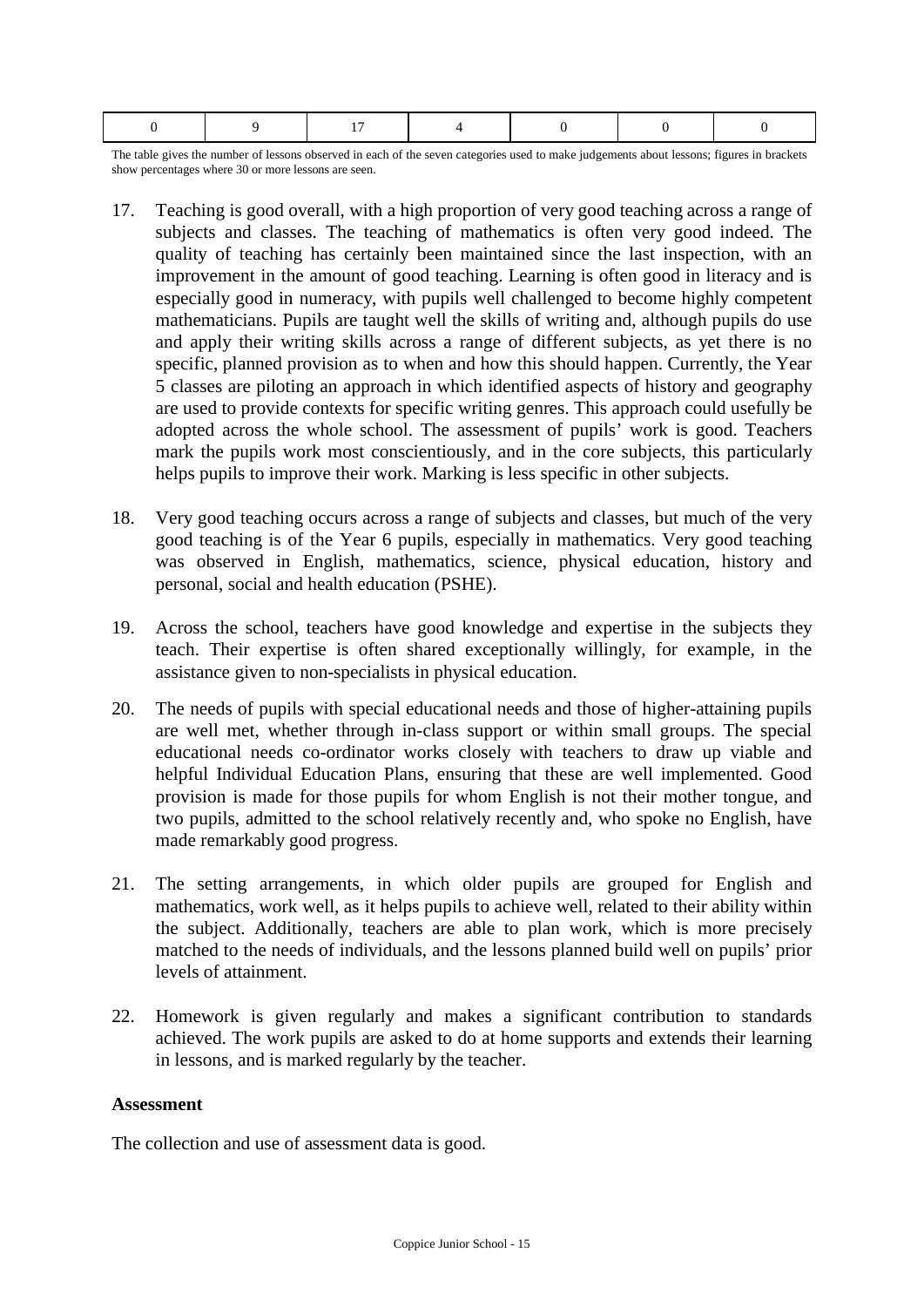| 0 | 9 | 17 | 4 | 0 | 0 | 0 |
|---|---|---|---|---|---|---|

The table gives the number of lessons observed in each of the seven categories used to make judgements about lessons; figures in brackets show percentages where 30 or more lessons are seen.

17. Teaching is good overall, with a high proportion of very good teaching across a range of subjects and classes. The teaching of mathematics is often very good indeed. The quality of teaching has certainly been maintained since the last inspection, with an improvement in the amount of good teaching. Learning is often good in literacy and is especially good in numeracy, with pupils well challenged to become highly competent mathematicians. Pupils are taught well the skills of writing and, although pupils do use and apply their writing skills across a range of different subjects, as yet there is no specific, planned provision as to when and how this should happen. Currently, the Year 5 classes are piloting an approach in which identified aspects of history and geography are used to provide contexts for specific writing genres. This approach could usefully be adopted across the whole school. The assessment of pupils' work is good. Teachers mark the pupils work most conscientiously, and in the core subjects, this particularly helps pupils to improve their work. Marking is less specific in other subjects.

18. Very good teaching occurs across a range of subjects and classes, but much of the very good teaching is of the Year 6 pupils, especially in mathematics. Very good teaching was observed in English, mathematics, science, physical education, history and personal, social and health education (PSHE).

19. Across the school, teachers have good knowledge and expertise in the subjects they teach. Their expertise is often shared exceptionally willingly, for example, in the assistance given to non-specialists in physical education.

20. The needs of pupils with special educational needs and those of higher-attaining pupils are well met, whether through in-class support or within small groups. The special educational needs co-ordinator works closely with teachers to draw up viable and helpful Individual Education Plans, ensuring that these are well implemented. Good provision is made for those pupils for whom English is not their mother tongue, and two pupils, admitted to the school relatively recently and, who spoke no English, have made remarkably good progress.

21. The setting arrangements, in which older pupils are grouped for English and mathematics, work well, as it helps pupils to achieve well, related to their ability within the subject. Additionally, teachers are able to plan work, which is more precisely matched to the needs of individuals, and the lessons planned build well on pupils' prior levels of attainment.

22. Homework is given regularly and makes a significant contribution to standards achieved. The work pupils are asked to do at home supports and extends their learning in lessons, and is marked regularly by the teacher.

**Assessment**

The collection and use of assessment data is good.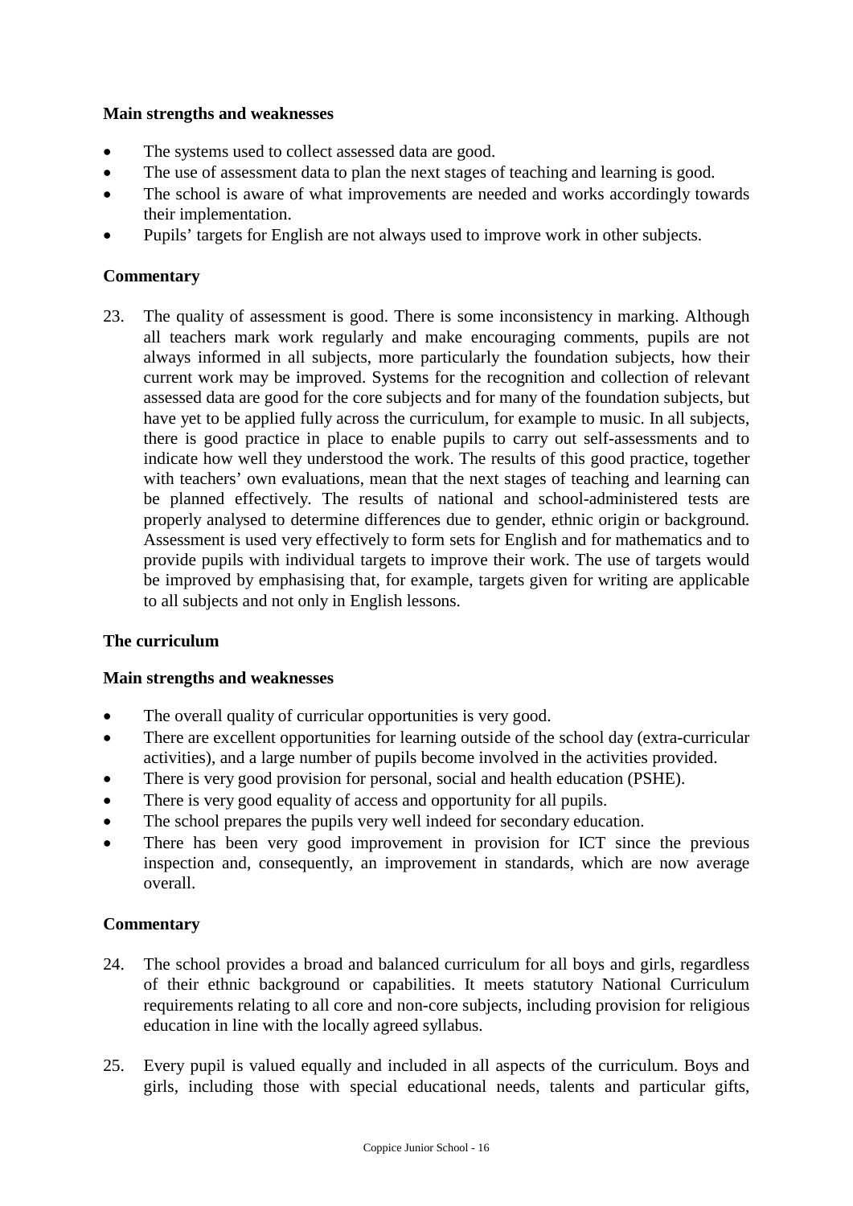### Main strengths and weaknesses

- The systems used to collect assessed data are good.
- The use of assessment data to plan the next stages of teaching and learning is good.
- The school is aware of what improvements are needed and works accordingly towards their implementation.
- Pupils' targets for English are not always used to improve work in other subjects.

### Commentary

23. The quality of assessment is good. There is some inconsistency in marking. Although all teachers mark work regularly and make encouraging comments, pupils are not always informed in all subjects, more particularly the foundation subjects, how their current work may be improved. Systems for the recognition and collection of relevant assessed data are good for the core subjects and for many of the foundation subjects, but have yet to be applied fully across the curriculum, for example to music. In all subjects, there is good practice in place to enable pupils to carry out self-assessments and to indicate how well they understood the work. The results of this good practice, together with teachers' own evaluations, mean that the next stages of teaching and learning can be planned effectively. The results of national and school-administered tests are properly analysed to determine differences due to gender, ethnic origin or background. Assessment is used very effectively to form sets for English and for mathematics and to provide pupils with individual targets to improve their work. The use of targets would be improved by emphasising that, for example, targets given for writing are applicable to all subjects and not only in English lessons.

## The curriculum

### Main strengths and weaknesses

- The overall quality of curricular opportunities is very good.
- There are excellent opportunities for learning outside of the school day (extra-curricular activities), and a large number of pupils become involved in the activities provided.
- There is very good provision for personal, social and health education (PSHE).
- There is very good equality of access and opportunity for all pupils.
- The school prepares the pupils very well indeed for secondary education.
- There has been very good improvement in provision for ICT since the previous inspection and, consequently, an improvement in standards, which are now average overall.

### Commentary

24. The school provides a broad and balanced curriculum for all boys and girls, regardless of their ethnic background or capabilities. It meets statutory National Curriculum requirements relating to all core and non-core subjects, including provision for religious education in line with the locally agreed syllabus.

25. Every pupil is valued equally and included in all aspects of the curriculum. Boys and girls, including those with special educational needs, talents and particular gifts,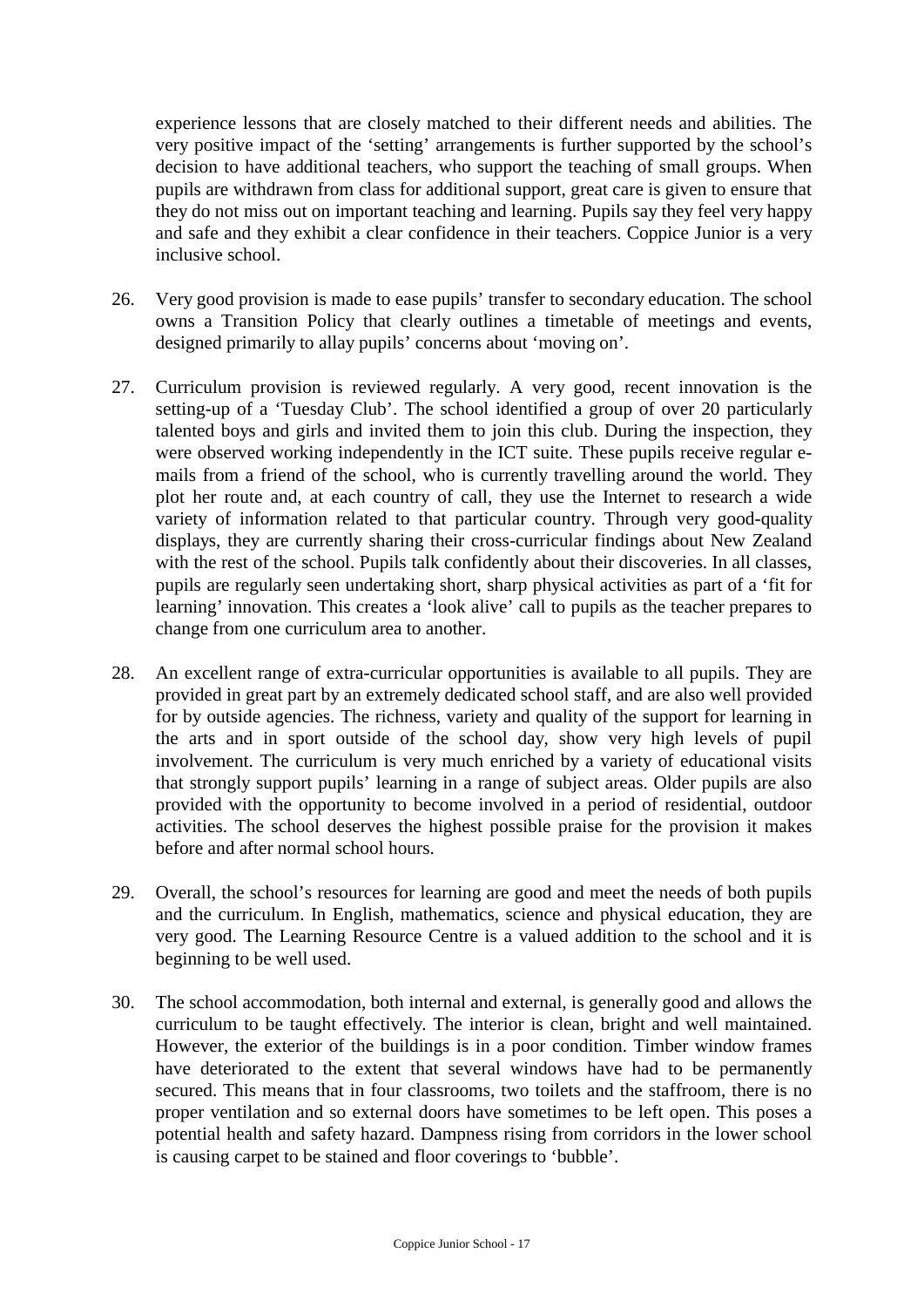experience lessons that are closely matched to their different needs and abilities. The very positive impact of the 'setting' arrangements is further supported by the school's decision to have additional teachers, who support the teaching of small groups. When pupils are withdrawn from class for additional support, great care is given to ensure that they do not miss out on important teaching and learning. Pupils say they feel very happy and safe and they exhibit a clear confidence in their teachers. Coppice Junior is a very inclusive school.

26. Very good provision is made to ease pupils' transfer to secondary education. The school owns a Transition Policy that clearly outlines a timetable of meetings and events, designed primarily to allay pupils' concerns about 'moving on'.

27. Curriculum provision is reviewed regularly. A very good, recent innovation is the setting-up of a 'Tuesday Club'. The school identified a group of over 20 particularly talented boys and girls and invited them to join this club. During the inspection, they were observed working independently in the ICT suite. These pupils receive regular e-mails from a friend of the school, who is currently travelling around the world. They plot her route and, at each country of call, they use the Internet to research a wide variety of information related to that particular country. Through very good-quality displays, they are currently sharing their cross-curricular findings about New Zealand with the rest of the school. Pupils talk confidently about their discoveries. In all classes, pupils are regularly seen undertaking short, sharp physical activities as part of a 'fit for learning' innovation. This creates a 'look alive' call to pupils as the teacher prepares to change from one curriculum area to another.

28. An excellent range of extra-curricular opportunities is available to all pupils. They are provided in great part by an extremely dedicated school staff, and are also well provided for by outside agencies. The richness, variety and quality of the support for learning in the arts and in sport outside of the school day, show very high levels of pupil involvement. The curriculum is very much enriched by a variety of educational visits that strongly support pupils' learning in a range of subject areas. Older pupils are also provided with the opportunity to become involved in a period of residential, outdoor activities. The school deserves the highest possible praise for the provision it makes before and after normal school hours.

29. Overall, the school's resources for learning are good and meet the needs of both pupils and the curriculum. In English, mathematics, science and physical education, they are very good. The Learning Resource Centre is a valued addition to the school and it is beginning to be well used.

30. The school accommodation, both internal and external, is generally good and allows the curriculum to be taught effectively. The interior is clean, bright and well maintained. However, the exterior of the buildings is in a poor condition. Timber window frames have deteriorated to the extent that several windows have had to be permanently secured. This means that in four classrooms, two toilets and the staffroom, there is no proper ventilation and so external doors have sometimes to be left open. This poses a potential health and safety hazard. Dampness rising from corridors in the lower school is causing carpet to be stained and floor coverings to 'bubble'.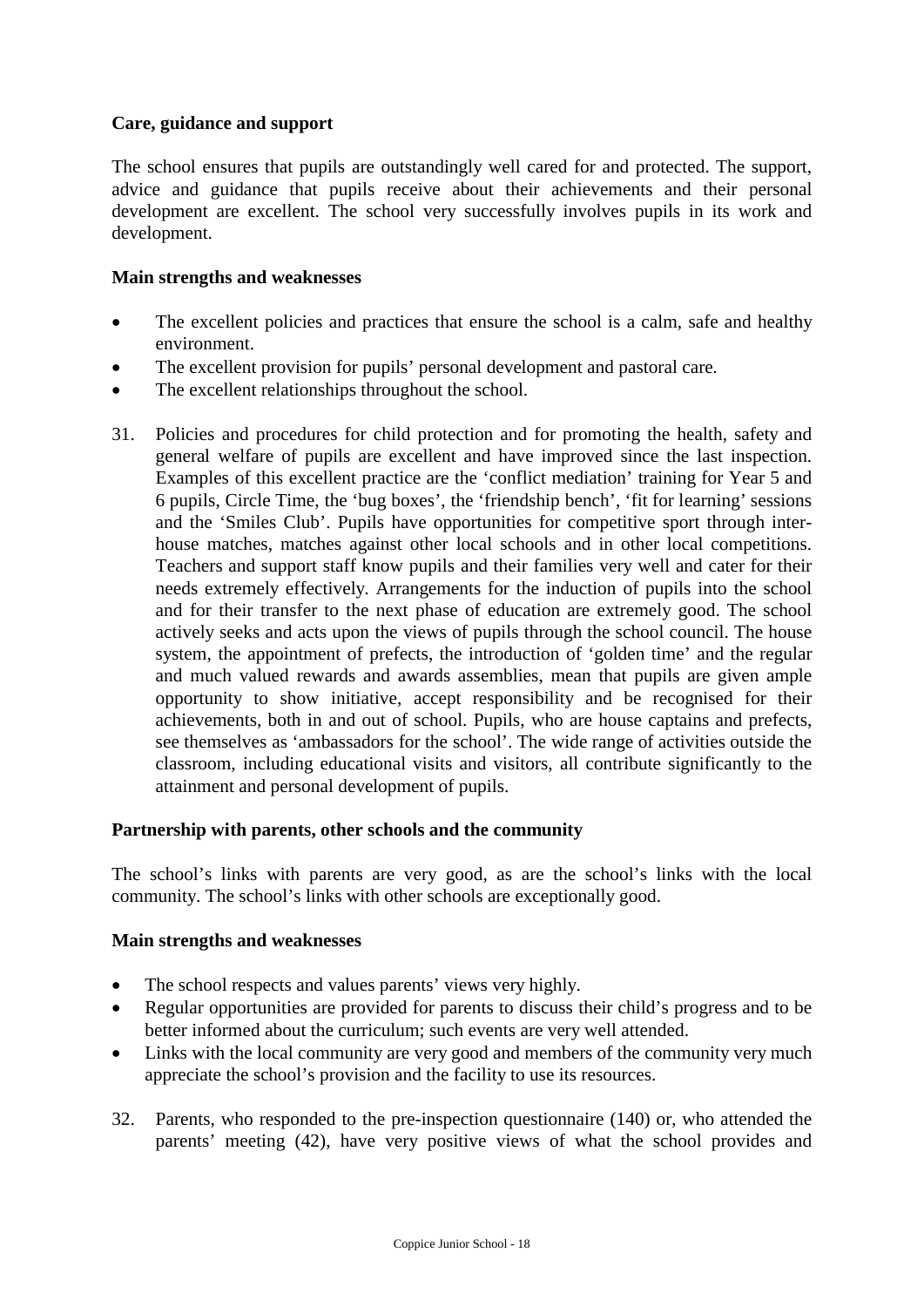**Care, guidance and support**

The school ensures that pupils are outstandingly well cared for and protected. The support, advice and guidance that pupils receive about their achievements and their personal development are excellent. The school very successfully involves pupils in its work and development.

**Main strengths and weaknesses**

- The excellent policies and practices that ensure the school is a calm, safe and healthy environment.
- The excellent provision for pupils' personal development and pastoral care.
- The excellent relationships throughout the school.

31. Policies and procedures for child protection and for promoting the health, safety and general welfare of pupils are excellent and have improved since the last inspection. Examples of this excellent practice are the 'conflict mediation' training for Year 5 and 6 pupils, Circle Time, the 'bug boxes', the 'friendship bench', 'fit for learning' sessions and the 'Smiles Club'. Pupils have opportunities for competitive sport through inter-house matches, matches against other local schools and in other local competitions. Teachers and support staff know pupils and their families very well and cater for their needs extremely effectively. Arrangements for the induction of pupils into the school and for their transfer to the next phase of education are extremely good. The school actively seeks and acts upon the views of pupils through the school council. The house system, the appointment of prefects, the introduction of 'golden time' and the regular and much valued rewards and awards assemblies, mean that pupils are given ample opportunity to show initiative, accept responsibility and be recognised for their achievements, both in and out of school. Pupils, who are house captains and prefects, see themselves as 'ambassadors for the school'. The wide range of activities outside the classroom, including educational visits and visitors, all contribute significantly to the attainment and personal development of pupils.

**Partnership with parents, other schools and the community**

The school's links with parents are very good, as are the school's links with the local community. The school's links with other schools are exceptionally good.

**Main strengths and weaknesses**

- The school respects and values parents' views very highly.
- Regular opportunities are provided for parents to discuss their child's progress and to be better informed about the curriculum; such events are very well attended.
- Links with the local community are very good and members of the community very much appreciate the school's provision and the facility to use its resources.

32. Parents, who responded to the pre-inspection questionnaire (140) or, who attended the parents' meeting (42), have very positive views of what the school provides and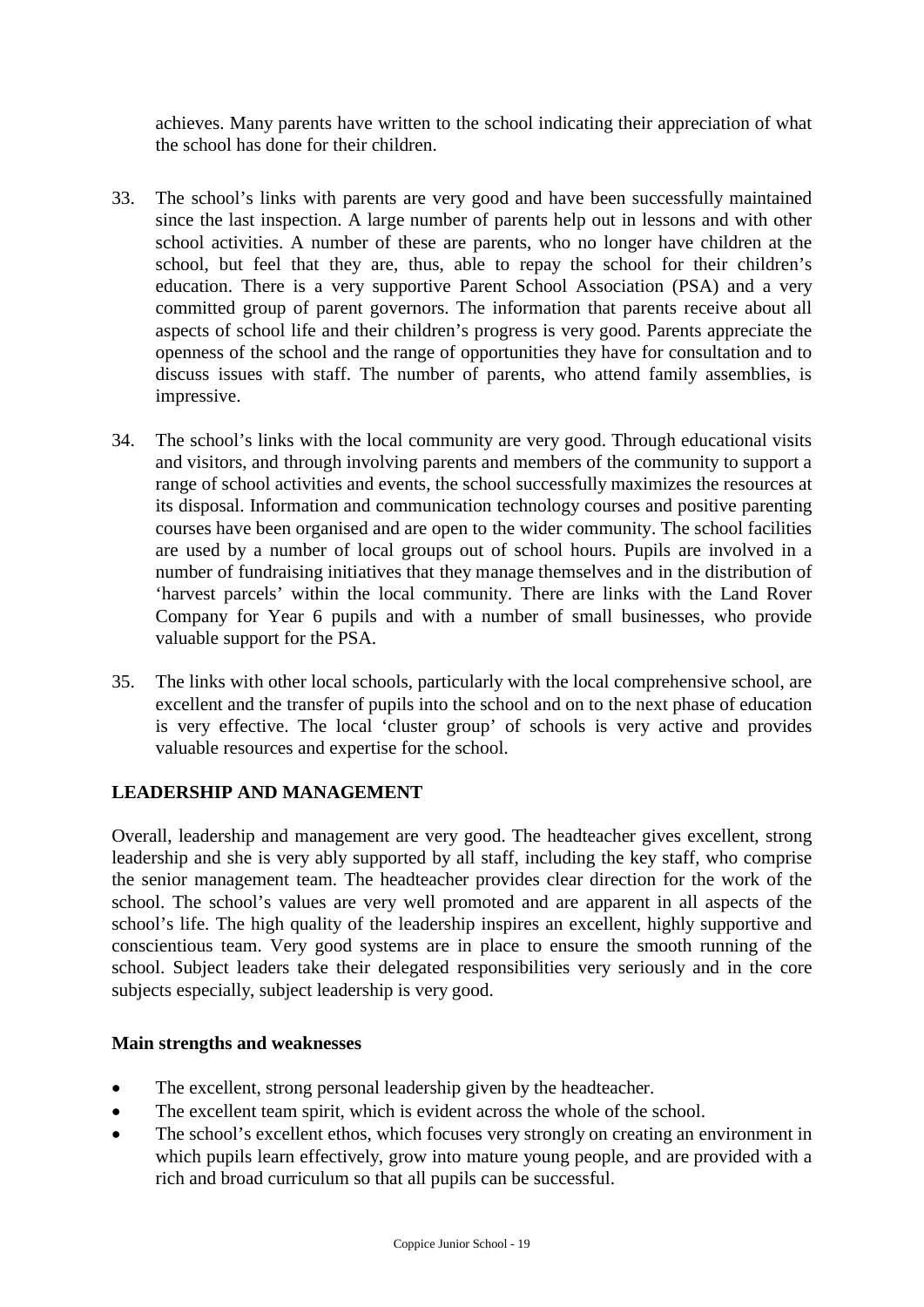achieves. Many parents have written to the school indicating their appreciation of what the school has done for their children.

33. The school's links with parents are very good and have been successfully maintained since the last inspection. A large number of parents help out in lessons and with other school activities. A number of these are parents, who no longer have children at the school, but feel that they are, thus, able to repay the school for their children's education. There is a very supportive Parent School Association (PSA) and a very committed group of parent governors. The information that parents receive about all aspects of school life and their children's progress is very good. Parents appreciate the openness of the school and the range of opportunities they have for consultation and to discuss issues with staff. The number of parents, who attend family assemblies, is impressive.

34. The school's links with the local community are very good. Through educational visits and visitors, and through involving parents and members of the community to support a range of school activities and events, the school successfully maximizes the resources at its disposal. Information and communication technology courses and positive parenting courses have been organised and are open to the wider community. The school facilities are used by a number of local groups out of school hours. Pupils are involved in a number of fundraising initiatives that they manage themselves and in the distribution of 'harvest parcels' within the local community. There are links with the Land Rover Company for Year 6 pupils and with a number of small businesses, who provide valuable support for the PSA.

35. The links with other local schools, particularly with the local comprehensive school, are excellent and the transfer of pupils into the school and on to the next phase of education is very effective. The local 'cluster group' of schools is very active and provides valuable resources and expertise for the school.

## LEADERSHIP AND MANAGEMENT

Overall, leadership and management are very good. The headteacher gives excellent, strong leadership and she is very ably supported by all staff, including the key staff, who comprise the senior management team. The headteacher provides clear direction for the work of the school. The school's values are very well promoted and are apparent in all aspects of the school's life. The high quality of the leadership inspires an excellent, highly supportive and conscientious team. Very good systems are in place to ensure the smooth running of the school. Subject leaders take their delegated responsibilities very seriously and in the core subjects especially, subject leadership is very good.

### Main strengths and weaknesses

- The excellent, strong personal leadership given by the headteacher.
- The excellent team spirit, which is evident across the whole of the school.
- The school's excellent ethos, which focuses very strongly on creating an environment in which pupils learn effectively, grow into mature young people, and are provided with a rich and broad curriculum so that all pupils can be successful.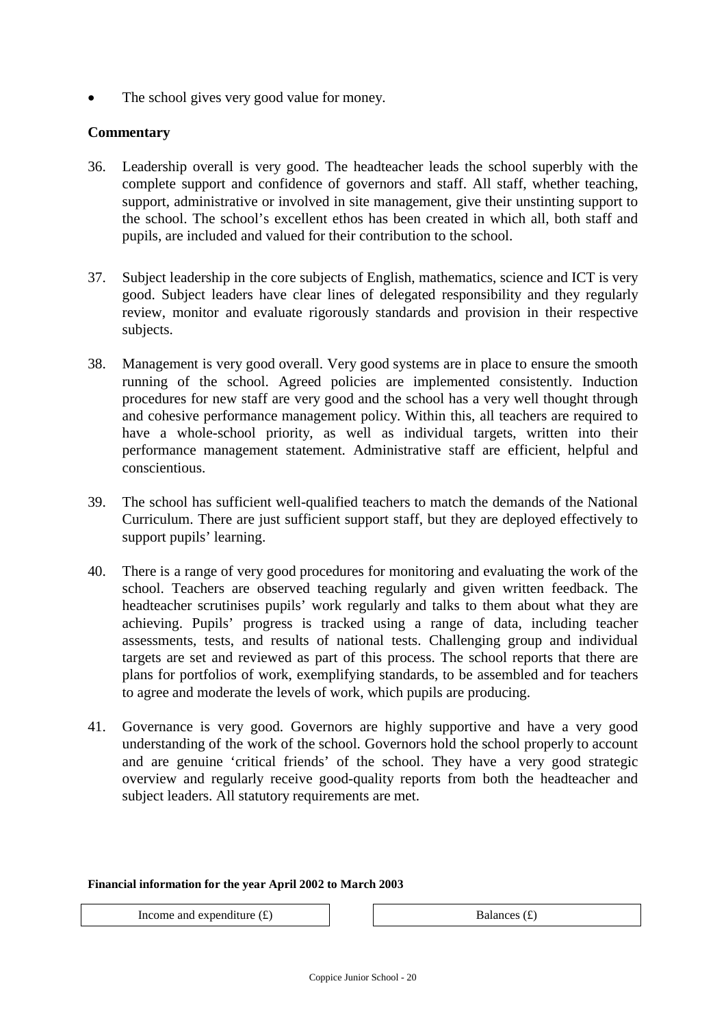- The school gives very good value for money.

**Commentary**

36. Leadership overall is very good. The headteacher leads the school superbly with the complete support and confidence of governors and staff. All staff, whether teaching, support, administrative or involved in site management, give their unstinting support to the school. The school's excellent ethos has been created in which all, both staff and pupils, are included and valued for their contribution to the school.

37. Subject leadership in the core subjects of English, mathematics, science and ICT is very good. Subject leaders have clear lines of delegated responsibility and they regularly review, monitor and evaluate rigorously standards and provision in their respective subjects.

38. Management is very good overall. Very good systems are in place to ensure the smooth running of the school. Agreed policies are implemented consistently. Induction procedures for new staff are very good and the school has a very well thought through and cohesive performance management policy. Within this, all teachers are required to have a whole-school priority, as well as individual targets, written into their performance management statement. Administrative staff are efficient, helpful and conscientious.

39. The school has sufficient well-qualified teachers to match the demands of the National Curriculum. There are just sufficient support staff, but they are deployed effectively to support pupils' learning.

40. There is a range of very good procedures for monitoring and evaluating the work of the school. Teachers are observed teaching regularly and given written feedback. The headteacher scrutinises pupils' work regularly and talks to them about what they are achieving. Pupils' progress is tracked using a range of data, including teacher assessments, tests, and results of national tests. Challenging group and individual targets are set and reviewed as part of this process. The school reports that there are plans for portfolios of work, exemplifying standards, to be assembled and for teachers to agree and moderate the levels of work, which pupils are producing.

41. Governance is very good. Governors are highly supportive and have a very good understanding of the work of the school. Governors hold the school properly to account and are genuine 'critical friends' of the school. They have a very good strategic overview and regularly receive good-quality reports from both the headteacher and subject leaders. All statutory requirements are met.

**Financial information for the year April 2002 to March 2003**

| Income and expenditure (£) |
|---|

| Balances (£) |
|---|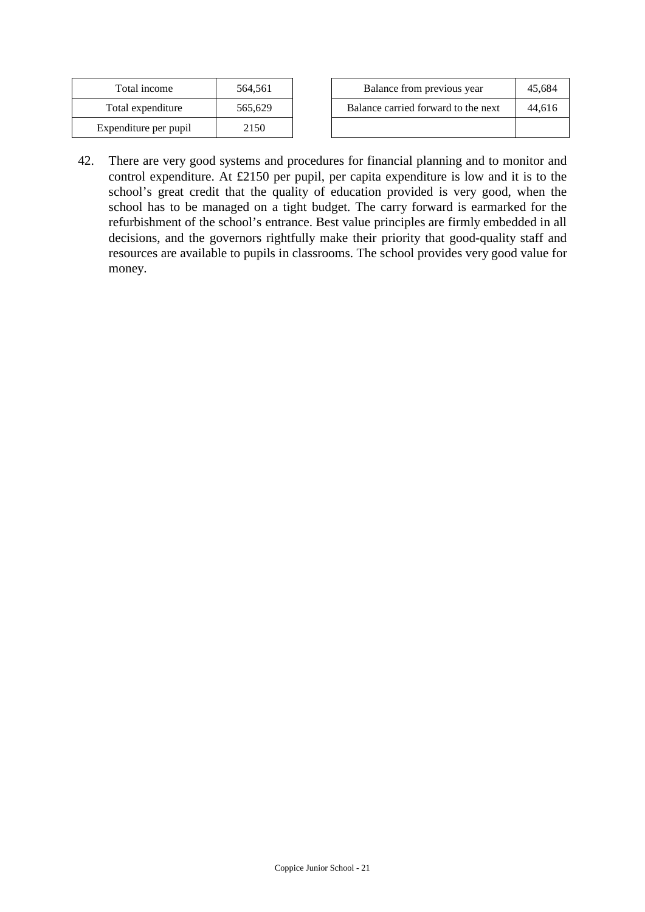| Total income | 564,561 |
|---|---|
| Total expenditure | 565,629 |
| Expenditure per pupil | 2150 |

| Balance from previous year | 45,684 |
|---|---|
| Balance carried forward to the next | 44,616 |
| | |

42. There are very good systems and procedures for financial planning and to monitor and control expenditure. At £2150 per pupil, per capita expenditure is low and it is to the school's great credit that the quality of education provided is very good, when the school has to be managed on a tight budget. The carry forward is earmarked for the refurbishment of the school's entrance. Best value principles are firmly embedded in all decisions, and the governors rightfully make their priority that good-quality staff and resources are available to pupils in classrooms. The school provides very good value for money.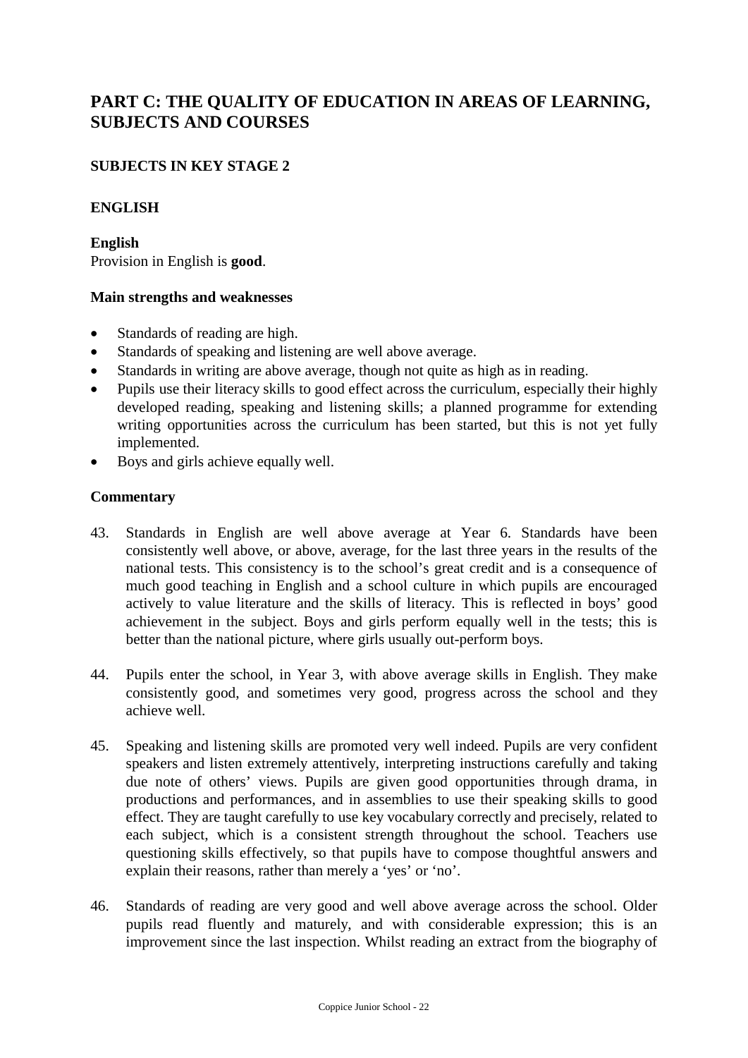# PART C: THE QUALITY OF EDUCATION IN AREAS OF LEARNING, SUBJECTS AND COURSES

## SUBJECTS IN KEY STAGE 2

## ENGLISH

**English**

Provision in English is **good**.

**Main strengths and weaknesses**

- Standards of reading are high.
- Standards of speaking and listening are well above average.
- Standards in writing are above average, though not quite as high as in reading.
- Pupils use their literacy skills to good effect across the curriculum, especially their highly developed reading, speaking and listening skills; a planned programme for extending writing opportunities across the curriculum has been started, but this is not yet fully implemented.
- Boys and girls achieve equally well.

**Commentary**

43. Standards in English are well above average at Year 6. Standards have been consistently well above, or above, average, for the last three years in the results of the national tests. This consistency is to the school's great credit and is a consequence of much good teaching in English and a school culture in which pupils are encouraged actively to value literature and the skills of literacy. This is reflected in boys' good achievement in the subject. Boys and girls perform equally well in the tests; this is better than the national picture, where girls usually out-perform boys.

44. Pupils enter the school, in Year 3, with above average skills in English. They make consistently good, and sometimes very good, progress across the school and they achieve well.

45. Speaking and listening skills are promoted very well indeed. Pupils are very confident speakers and listen extremely attentively, interpreting instructions carefully and taking due note of others' views. Pupils are given good opportunities through drama, in productions and performances, and in assemblies to use their speaking skills to good effect. They are taught carefully to use key vocabulary correctly and precisely, related to each subject, which is a consistent strength throughout the school. Teachers use questioning skills effectively, so that pupils have to compose thoughtful answers and explain their reasons, rather than merely a 'yes' or 'no'.

46. Standards of reading are very good and well above average across the school. Older pupils read fluently and maturely, and with considerable expression; this is an improvement since the last inspection. Whilst reading an extract from the biography of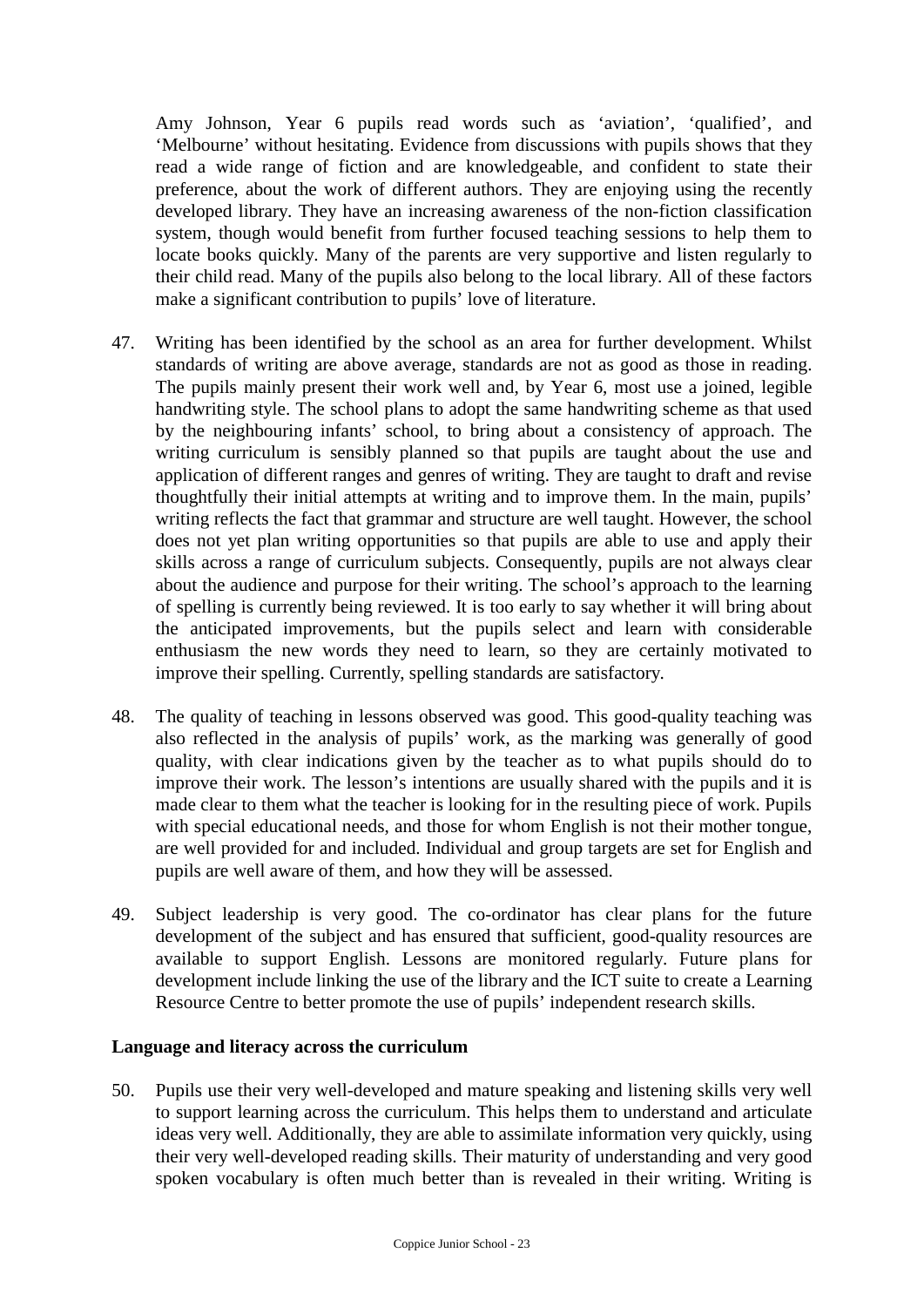Amy Johnson, Year 6 pupils read words such as 'aviation', 'qualified', and 'Melbourne' without hesitating. Evidence from discussions with pupils shows that they read a wide range of fiction and are knowledgeable, and confident to state their preference, about the work of different authors. They are enjoying using the recently developed library. They have an increasing awareness of the non-fiction classification system, though would benefit from further focused teaching sessions to help them to locate books quickly. Many of the parents are very supportive and listen regularly to their child read. Many of the pupils also belong to the local library. All of these factors make a significant contribution to pupils' love of literature.

47. Writing has been identified by the school as an area for further development. Whilst standards of writing are above average, standards are not as good as those in reading. The pupils mainly present their work well and, by Year 6, most use a joined, legible handwriting style. The school plans to adopt the same handwriting scheme as that used by the neighbouring infants' school, to bring about a consistency of approach. The writing curriculum is sensibly planned so that pupils are taught about the use and application of different ranges and genres of writing. They are taught to draft and revise thoughtfully their initial attempts at writing and to improve them. In the main, pupils' writing reflects the fact that grammar and structure are well taught. However, the school does not yet plan writing opportunities so that pupils are able to use and apply their skills across a range of curriculum subjects. Consequently, pupils are not always clear about the audience and purpose for their writing. The school's approach to the learning of spelling is currently being reviewed. It is too early to say whether it will bring about the anticipated improvements, but the pupils select and learn with considerable enthusiasm the new words they need to learn, so they are certainly motivated to improve their spelling. Currently, spelling standards are satisfactory.

48. The quality of teaching in lessons observed was good. This good-quality teaching was also reflected in the analysis of pupils' work, as the marking was generally of good quality, with clear indications given by the teacher as to what pupils should do to improve their work. The lesson's intentions are usually shared with the pupils and it is made clear to them what the teacher is looking for in the resulting piece of work. Pupils with special educational needs, and those for whom English is not their mother tongue, are well provided for and included. Individual and group targets are set for English and pupils are well aware of them, and how they will be assessed.

49. Subject leadership is very good. The co-ordinator has clear plans for the future development of the subject and has ensured that sufficient, good-quality resources are available to support English. Lessons are monitored regularly. Future plans for development include linking the use of the library and the ICT suite to create a Learning Resource Centre to better promote the use of pupils' independent research skills.

**Language and literacy across the curriculum**

50. Pupils use their very well-developed and mature speaking and listening skills very well to support learning across the curriculum. This helps them to understand and articulate ideas very well. Additionally, they are able to assimilate information very quickly, using their very well-developed reading skills. Their maturity of understanding and very good spoken vocabulary is often much better than is revealed in their writing. Writing is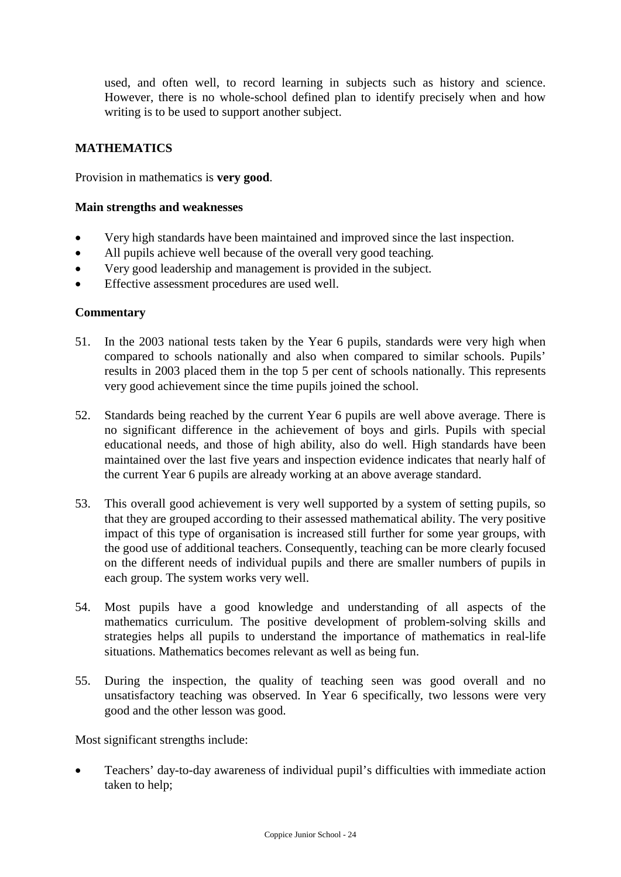used, and often well, to record learning in subjects such as history and science. However, there is no whole-school defined plan to identify precisely when and how writing is to be used to support another subject.

## MATHEMATICS

Provision in mathematics is **very good**.

### Main strengths and weaknesses

- Very high standards have been maintained and improved since the last inspection.
- All pupils achieve well because of the overall very good teaching.
- Very good leadership and management is provided in the subject.
- Effective assessment procedures are used well.

### Commentary

51. In the 2003 national tests taken by the Year 6 pupils, standards were very high when compared to schools nationally and also when compared to similar schools. Pupils' results in 2003 placed them in the top 5 per cent of schools nationally. This represents very good achievement since the time pupils joined the school.

52. Standards being reached by the current Year 6 pupils are well above average. There is no significant difference in the achievement of boys and girls. Pupils with special educational needs, and those of high ability, also do well. High standards have been maintained over the last five years and inspection evidence indicates that nearly half of the current Year 6 pupils are already working at an above average standard.

53. This overall good achievement is very well supported by a system of setting pupils, so that they are grouped according to their assessed mathematical ability. The very positive impact of this type of organisation is increased still further for some year groups, with the good use of additional teachers. Consequently, teaching can be more clearly focused on the different needs of individual pupils and there are smaller numbers of pupils in each group. The system works very well.

54. Most pupils have a good knowledge and understanding of all aspects of the mathematics curriculum. The positive development of problem-solving skills and strategies helps all pupils to understand the importance of mathematics in real-life situations. Mathematics becomes relevant as well as being fun.

55. During the inspection, the quality of teaching seen was good overall and no unsatisfactory teaching was observed. In Year 6 specifically, two lessons were very good and the other lesson was good.

Most significant strengths include:

- Teachers' day-to-day awareness of individual pupil's difficulties with immediate action taken to help;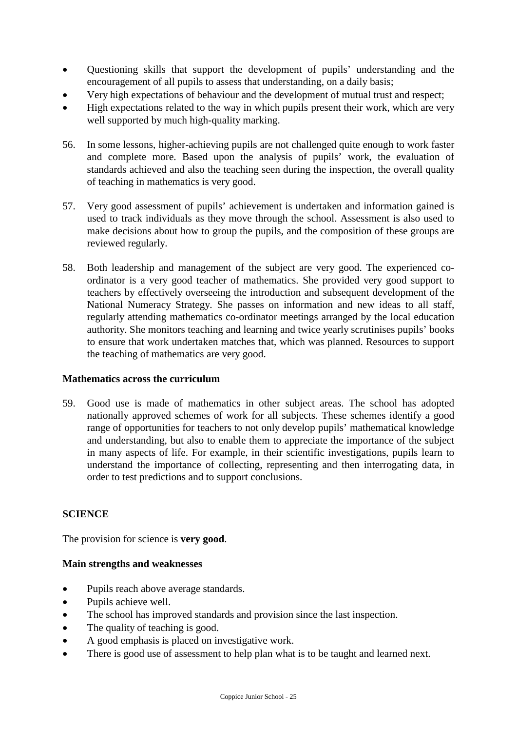- Questioning skills that support the development of pupils' understanding and the encouragement of all pupils to assess that understanding, on a daily basis;
- Very high expectations of behaviour and the development of mutual trust and respect;
- High expectations related to the way in which pupils present their work, which are very well supported by much high-quality marking.

56. In some lessons, higher-achieving pupils are not challenged quite enough to work faster and complete more. Based upon the analysis of pupils' work, the evaluation of standards achieved and also the teaching seen during the inspection, the overall quality of teaching in mathematics is very good.

57. Very good assessment of pupils' achievement is undertaken and information gained is used to track individuals as they move through the school. Assessment is also used to make decisions about how to group the pupils, and the composition of these groups are reviewed regularly.

58. Both leadership and management of the subject are very good. The experienced co-ordinator is a very good teacher of mathematics. She provided very good support to teachers by effectively overseeing the introduction and subsequent development of the National Numeracy Strategy. She passes on information and new ideas to all staff, regularly attending mathematics co-ordinator meetings arranged by the local education authority. She monitors teaching and learning and twice yearly scrutinises pupils' books to ensure that work undertaken matches that, which was planned. Resources to support the teaching of mathematics are very good.

### Mathematics across the curriculum

59. Good use is made of mathematics in other subject areas. The school has adopted nationally approved schemes of work for all subjects. These schemes identify a good range of opportunities for teachers to not only develop pupils' mathematical knowledge and understanding, but also to enable them to appreciate the importance of the subject in many aspects of life. For example, in their scientific investigations, pupils learn to understand the importance of collecting, representing and then interrogating data, in order to test predictions and to support conclusions.

## SCIENCE

The provision for science is **very good**.

### Main strengths and weaknesses

- Pupils reach above average standards.
- Pupils achieve well.
- The school has improved standards and provision since the last inspection.
- The quality of teaching is good.
- A good emphasis is placed on investigative work.
- There is good use of assessment to help plan what is to be taught and learned next.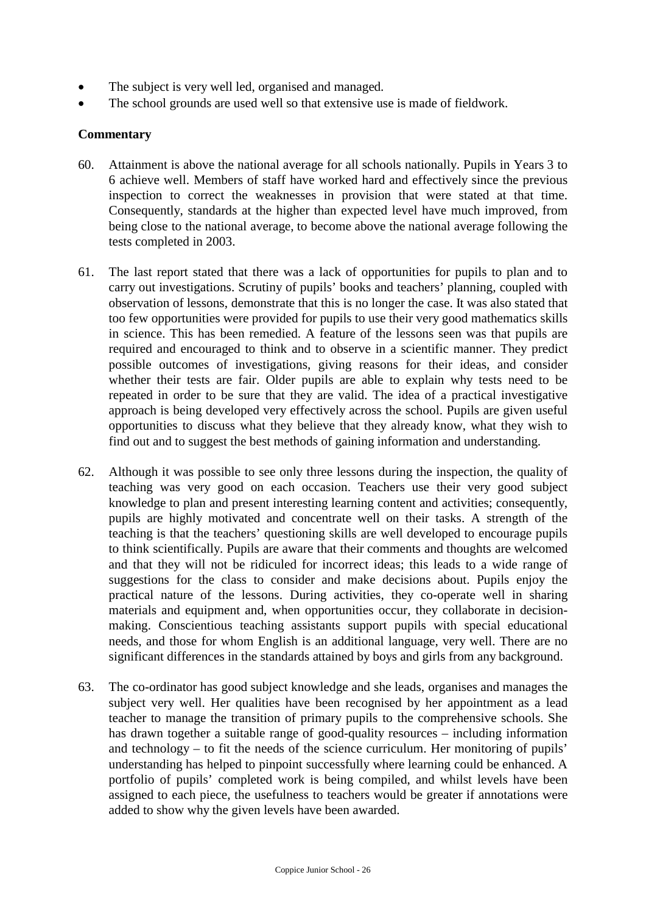- The subject is very well led, organised and managed.
- The school grounds are used well so that extensive use is made of fieldwork.

**Commentary**

60. Attainment is above the national average for all schools nationally. Pupils in Years 3 to 6 achieve well. Members of staff have worked hard and effectively since the previous inspection to correct the weaknesses in provision that were stated at that time. Consequently, standards at the higher than expected level have much improved, from being close to the national average, to become above the national average following the tests completed in 2003.

61. The last report stated that there was a lack of opportunities for pupils to plan and to carry out investigations. Scrutiny of pupils' books and teachers' planning, coupled with observation of lessons, demonstrate that this is no longer the case. It was also stated that too few opportunities were provided for pupils to use their very good mathematics skills in science. This has been remedied. A feature of the lessons seen was that pupils are required and encouraged to think and to observe in a scientific manner. They predict possible outcomes of investigations, giving reasons for their ideas, and consider whether their tests are fair. Older pupils are able to explain why tests need to be repeated in order to be sure that they are valid. The idea of a practical investigative approach is being developed very effectively across the school. Pupils are given useful opportunities to discuss what they believe that they already know, what they wish to find out and to suggest the best methods of gaining information and understanding.

62. Although it was possible to see only three lessons during the inspection, the quality of teaching was very good on each occasion. Teachers use their very good subject knowledge to plan and present interesting learning content and activities; consequently, pupils are highly motivated and concentrate well on their tasks. A strength of the teaching is that the teachers' questioning skills are well developed to encourage pupils to think scientifically. Pupils are aware that their comments and thoughts are welcomed and that they will not be ridiculed for incorrect ideas; this leads to a wide range of suggestions for the class to consider and make decisions about. Pupils enjoy the practical nature of the lessons. During activities, they co-operate well in sharing materials and equipment and, when opportunities occur, they collaborate in decision-making. Conscientious teaching assistants support pupils with special educational needs, and those for whom English is an additional language, very well. There are no significant differences in the standards attained by boys and girls from any background.

63. The co-ordinator has good subject knowledge and she leads, organises and manages the subject very well. Her qualities have been recognised by her appointment as a lead teacher to manage the transition of primary pupils to the comprehensive schools. She has drawn together a suitable range of good-quality resources – including information and technology – to fit the needs of the science curriculum. Her monitoring of pupils' understanding has helped to pinpoint successfully where learning could be enhanced. A portfolio of pupils' completed work is being compiled, and whilst levels have been assigned to each piece, the usefulness to teachers would be greater if annotations were added to show why the given levels have been awarded.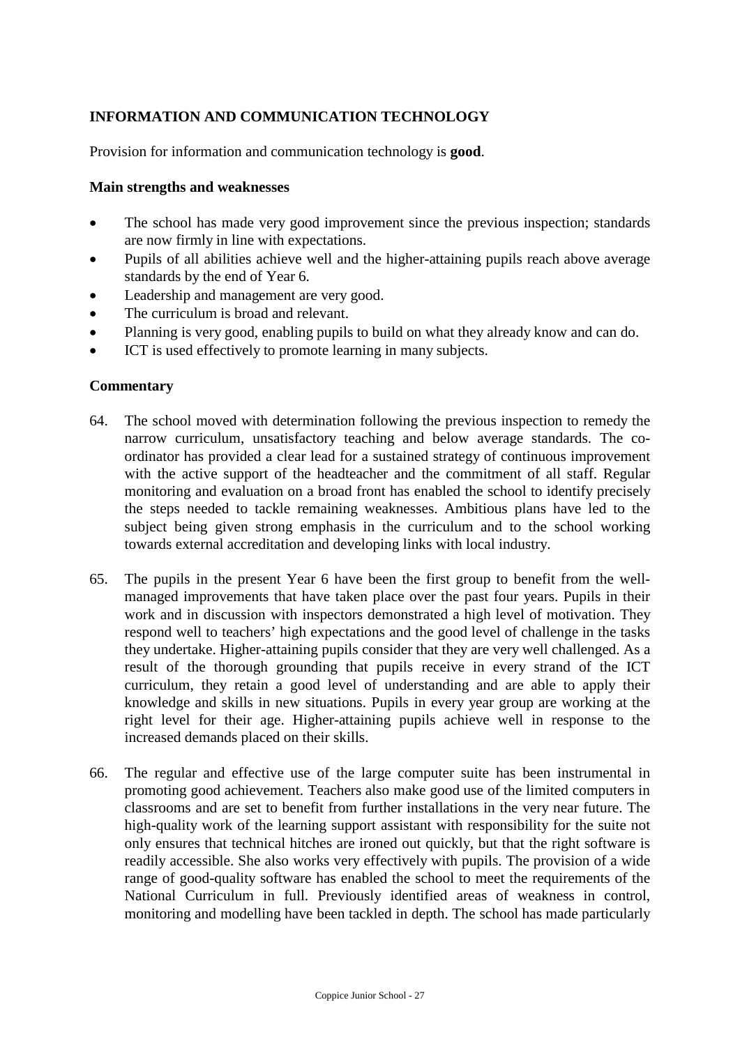## INFORMATION AND COMMUNICATION TECHNOLOGY

Provision for information and communication technology is **good**.

### Main strengths and weaknesses

- The school has made very good improvement since the previous inspection; standards are now firmly in line with expectations.
- Pupils of all abilities achieve well and the higher-attaining pupils reach above average standards by the end of Year 6.
- Leadership and management are very good.
- The curriculum is broad and relevant.
- Planning is very good, enabling pupils to build on what they already know and can do.
- ICT is used effectively to promote learning in many subjects.

### Commentary

64. The school moved with determination following the previous inspection to remedy the narrow curriculum, unsatisfactory teaching and below average standards. The co-ordinator has provided a clear lead for a sustained strategy of continuous improvement with the active support of the headteacher and the commitment of all staff. Regular monitoring and evaluation on a broad front has enabled the school to identify precisely the steps needed to tackle remaining weaknesses. Ambitious plans have led to the subject being given strong emphasis in the curriculum and to the school working towards external accreditation and developing links with local industry.

65. The pupils in the present Year 6 have been the first group to benefit from the well-managed improvements that have taken place over the past four years. Pupils in their work and in discussion with inspectors demonstrated a high level of motivation. They respond well to teachers' high expectations and the good level of challenge in the tasks they undertake. Higher-attaining pupils consider that they are very well challenged. As a result of the thorough grounding that pupils receive in every strand of the ICT curriculum, they retain a good level of understanding and are able to apply their knowledge and skills in new situations. Pupils in every year group are working at the right level for their age. Higher-attaining pupils achieve well in response to the increased demands placed on their skills.

66. The regular and effective use of the large computer suite has been instrumental in promoting good achievement. Teachers also make good use of the limited computers in classrooms and are set to benefit from further installations in the very near future. The high-quality work of the learning support assistant with responsibility for the suite not only ensures that technical hitches are ironed out quickly, but that the right software is readily accessible. She also works very effectively with pupils. The provision of a wide range of good-quality software has enabled the school to meet the requirements of the National Curriculum in full. Previously identified areas of weakness in control, monitoring and modelling have been tackled in depth. The school has made particularly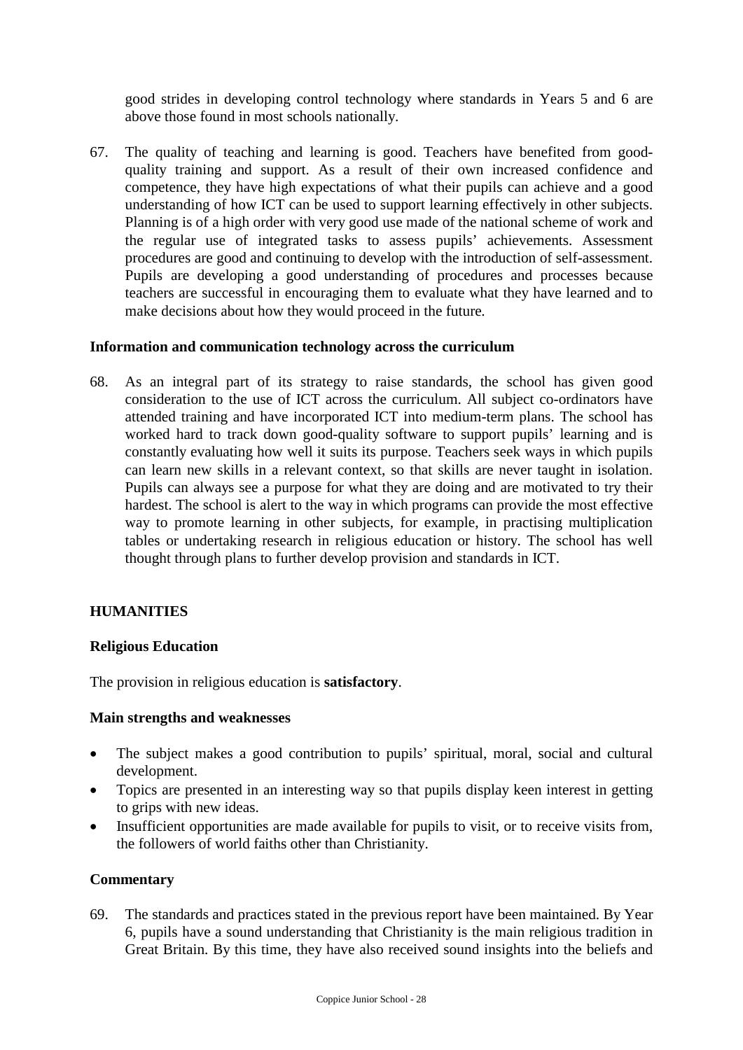good strides in developing control technology where standards in Years 5 and 6 are above those found in most schools nationally.

67. The quality of teaching and learning is good. Teachers have benefited from good-quality training and support. As a result of their own increased confidence and competence, they have high expectations of what their pupils can achieve and a good understanding of how ICT can be used to support learning effectively in other subjects. Planning is of a high order with very good use made of the national scheme of work and the regular use of integrated tasks to assess pupils' achievements. Assessment procedures are good and continuing to develop with the introduction of self-assessment. Pupils are developing a good understanding of procedures and processes because teachers are successful in encouraging them to evaluate what they have learned and to make decisions about how they would proceed in the future.

**Information and communication technology across the curriculum**

68. As an integral part of its strategy to raise standards, the school has given good consideration to the use of ICT across the curriculum. All subject co-ordinators have attended training and have incorporated ICT into medium-term plans. The school has worked hard to track down good-quality software to support pupils' learning and is constantly evaluating how well it suits its purpose. Teachers seek ways in which pupils can learn new skills in a relevant context, so that skills are never taught in isolation. Pupils can always see a purpose for what they are doing and are motivated to try their hardest. The school is alert to the way in which programs can provide the most effective way to promote learning in other subjects, for example, in practising multiplication tables or undertaking research in religious education or history. The school has well thought through plans to further develop provision and standards in ICT.

## HUMANITIES

### Religious Education

The provision in religious education is **satisfactory**.

**Main strengths and weaknesses**

- The subject makes a good contribution to pupils' spiritual, moral, social and cultural development.
- Topics are presented in an interesting way so that pupils display keen interest in getting to grips with new ideas.
- Insufficient opportunities are made available for pupils to visit, or to receive visits from, the followers of world faiths other than Christianity.

**Commentary**

69. The standards and practices stated in the previous report have been maintained. By Year 6, pupils have a sound understanding that Christianity is the main religious tradition in Great Britain. By this time, they have also received sound insights into the beliefs and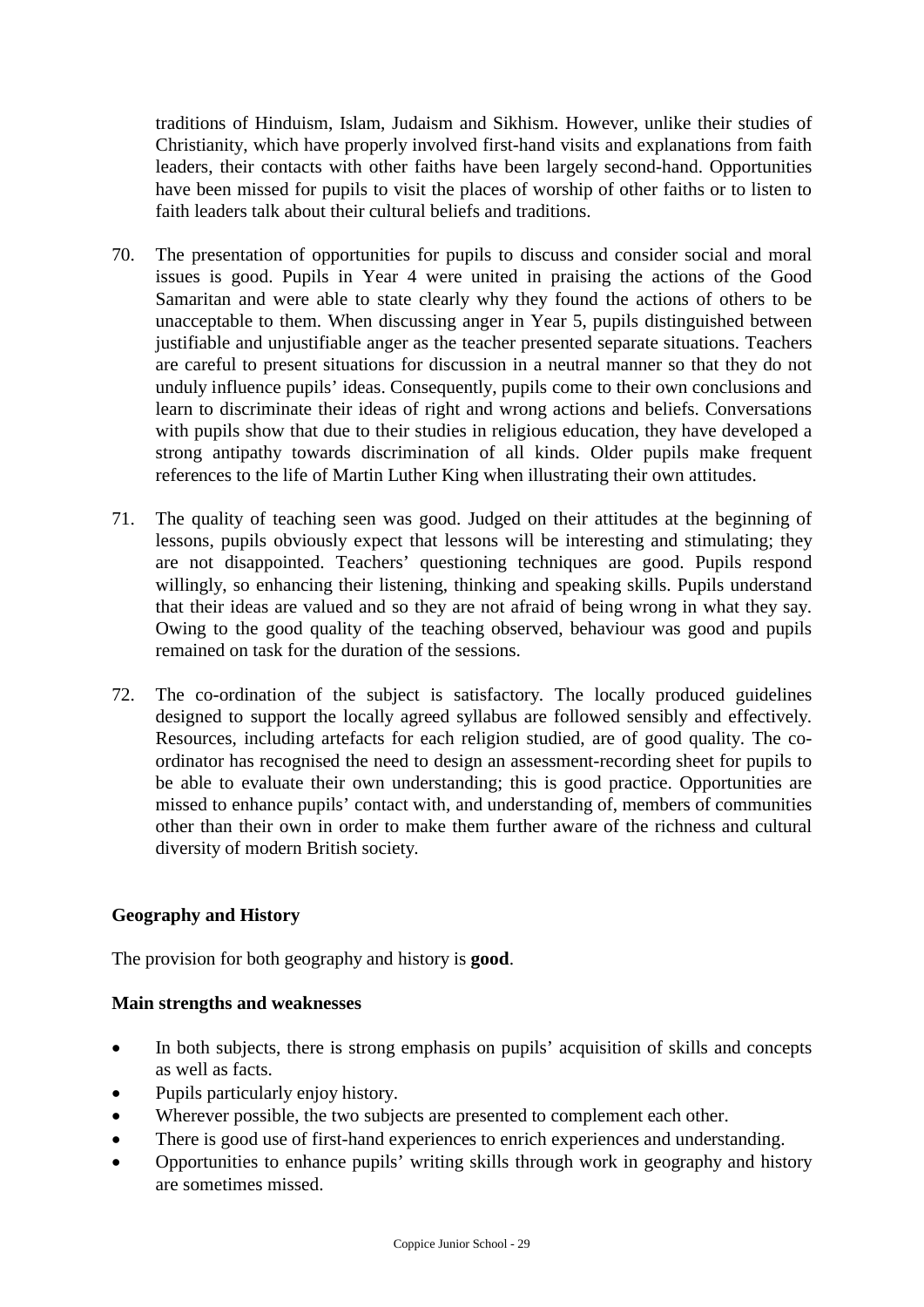traditions of Hinduism, Islam, Judaism and Sikhism. However, unlike their studies of Christianity, which have properly involved first-hand visits and explanations from faith leaders, their contacts with other faiths have been largely second-hand. Opportunities have been missed for pupils to visit the places of worship of other faiths or to listen to faith leaders talk about their cultural beliefs and traditions.

70. The presentation of opportunities for pupils to discuss and consider social and moral issues is good. Pupils in Year 4 were united in praising the actions of the Good Samaritan and were able to state clearly why they found the actions of others to be unacceptable to them. When discussing anger in Year 5, pupils distinguished between justifiable and unjustifiable anger as the teacher presented separate situations. Teachers are careful to present situations for discussion in a neutral manner so that they do not unduly influence pupils' ideas. Consequently, pupils come to their own conclusions and learn to discriminate their ideas of right and wrong actions and beliefs. Conversations with pupils show that due to their studies in religious education, they have developed a strong antipathy towards discrimination of all kinds. Older pupils make frequent references to the life of Martin Luther King when illustrating their own attitudes.

71. The quality of teaching seen was good. Judged on their attitudes at the beginning of lessons, pupils obviously expect that lessons will be interesting and stimulating; they are not disappointed. Teachers' questioning techniques are good. Pupils respond willingly, so enhancing their listening, thinking and speaking skills. Pupils understand that their ideas are valued and so they are not afraid of being wrong in what they say. Owing to the good quality of the teaching observed, behaviour was good and pupils remained on task for the duration of the sessions.

72. The co-ordination of the subject is satisfactory. The locally produced guidelines designed to support the locally agreed syllabus are followed sensibly and effectively. Resources, including artefacts for each religion studied, are of good quality. The co-ordinator has recognised the need to design an assessment-recording sheet for pupils to be able to evaluate their own understanding; this is good practice. Opportunities are missed to enhance pupils' contact with, and understanding of, members of communities other than their own in order to make them further aware of the richness and cultural diversity of modern British society.

**Geography and History**

The provision for both geography and history is **good**.

**Main strengths and weaknesses**

- In both subjects, there is strong emphasis on pupils' acquisition of skills and concepts as well as facts.
- Pupils particularly enjoy history.
- Wherever possible, the two subjects are presented to complement each other.
- There is good use of first-hand experiences to enrich experiences and understanding.
- Opportunities to enhance pupils' writing skills through work in geography and history are sometimes missed.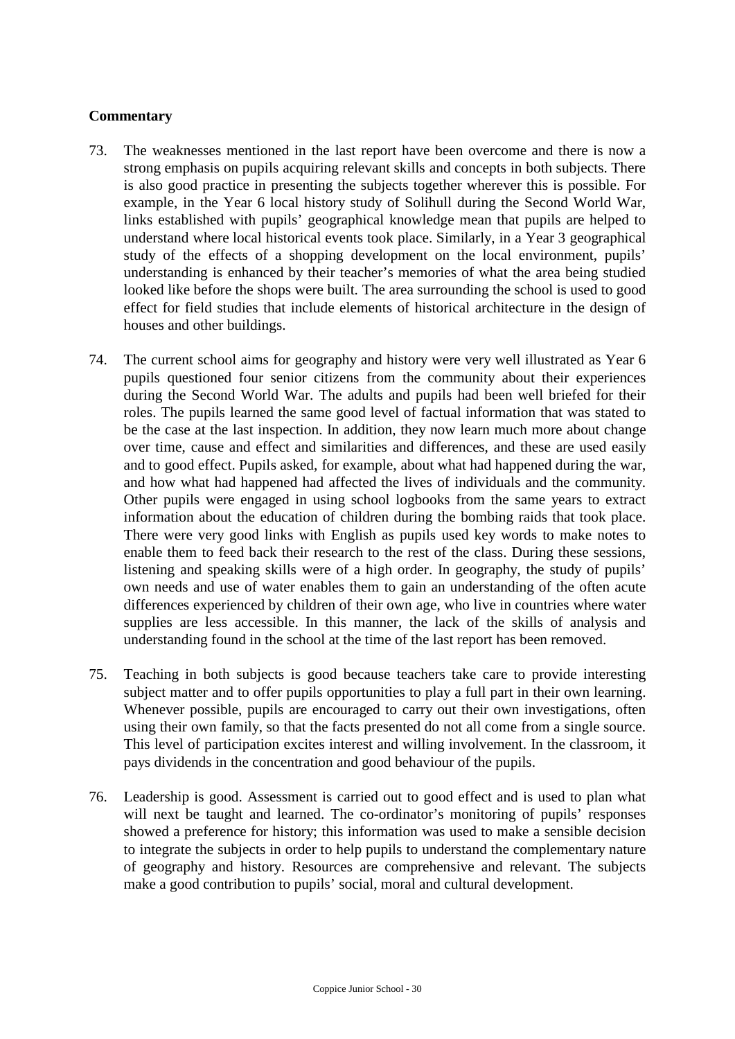**Commentary**

73. The weaknesses mentioned in the last report have been overcome and there is now a strong emphasis on pupils acquiring relevant skills and concepts in both subjects. There is also good practice in presenting the subjects together wherever this is possible. For example, in the Year 6 local history study of Solihull during the Second World War, links established with pupils' geographical knowledge mean that pupils are helped to understand where local historical events took place. Similarly, in a Year 3 geographical study of the effects of a shopping development on the local environment, pupils' understanding is enhanced by their teacher's memories of what the area being studied looked like before the shops were built. The area surrounding the school is used to good effect for field studies that include elements of historical architecture in the design of houses and other buildings.

74. The current school aims for geography and history were very well illustrated as Year 6 pupils questioned four senior citizens from the community about their experiences during the Second World War. The adults and pupils had been well briefed for their roles. The pupils learned the same good level of factual information that was stated to be the case at the last inspection. In addition, they now learn much more about change over time, cause and effect and similarities and differences, and these are used easily and to good effect. Pupils asked, for example, about what had happened during the war, and how what had happened had affected the lives of individuals and the community. Other pupils were engaged in using school logbooks from the same years to extract information about the education of children during the bombing raids that took place. There were very good links with English as pupils used key words to make notes to enable them to feed back their research to the rest of the class. During these sessions, listening and speaking skills were of a high order. In geography, the study of pupils' own needs and use of water enables them to gain an understanding of the often acute differences experienced by children of their own age, who live in countries where water supplies are less accessible. In this manner, the lack of the skills of analysis and understanding found in the school at the time of the last report has been removed.

75. Teaching in both subjects is good because teachers take care to provide interesting subject matter and to offer pupils opportunities to play a full part in their own learning. Whenever possible, pupils are encouraged to carry out their own investigations, often using their own family, so that the facts presented do not all come from a single source. This level of participation excites interest and willing involvement. In the classroom, it pays dividends in the concentration and good behaviour of the pupils.

76. Leadership is good. Assessment is carried out to good effect and is used to plan what will next be taught and learned. The co-ordinator's monitoring of pupils' responses showed a preference for history; this information was used to make a sensible decision to integrate the subjects in order to help pupils to understand the complementary nature of geography and history. Resources are comprehensive and relevant. The subjects make a good contribution to pupils' social, moral and cultural development.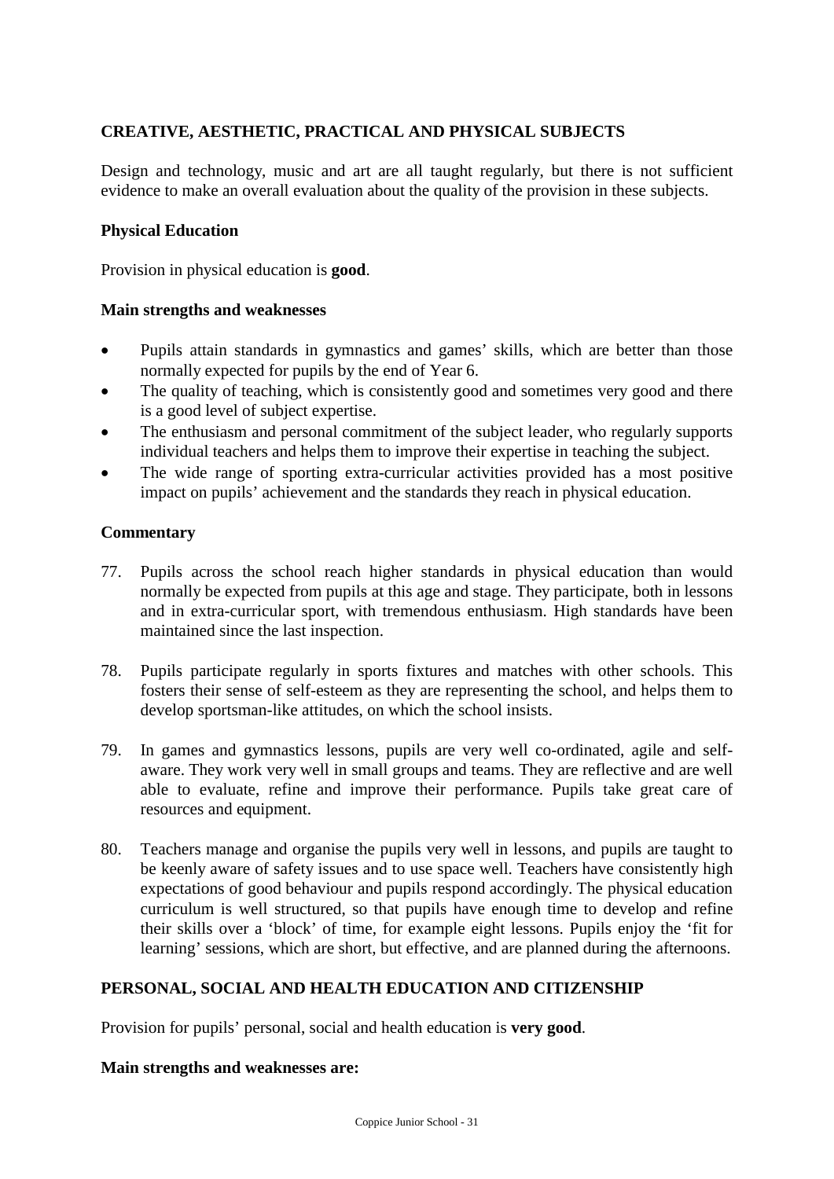## CREATIVE, AESTHETIC, PRACTICAL AND PHYSICAL SUBJECTS

Design and technology, music and art are all taught regularly, but there is not sufficient evidence to make an overall evaluation about the quality of the provision in these subjects.

### Physical Education

Provision in physical education is **good**.

#### Main strengths and weaknesses

- Pupils attain standards in gymnastics and games' skills, which are better than those normally expected for pupils by the end of Year 6.
- The quality of teaching, which is consistently good and sometimes very good and there is a good level of subject expertise.
- The enthusiasm and personal commitment of the subject leader, who regularly supports individual teachers and helps them to improve their expertise in teaching the subject.
- The wide range of sporting extra-curricular activities provided has a most positive impact on pupils' achievement and the standards they reach in physical education.

#### Commentary

77. Pupils across the school reach higher standards in physical education than would normally be expected from pupils at this age and stage. They participate, both in lessons and in extra-curricular sport, with tremendous enthusiasm. High standards have been maintained since the last inspection.

78. Pupils participate regularly in sports fixtures and matches with other schools. This fosters their sense of self-esteem as they are representing the school, and helps them to develop sportsman-like attitudes, on which the school insists.

79. In games and gymnastics lessons, pupils are very well co-ordinated, agile and self-aware. They work very well in small groups and teams. They are reflective and are well able to evaluate, refine and improve their performance. Pupils take great care of resources and equipment.

80. Teachers manage and organise the pupils very well in lessons, and pupils are taught to be keenly aware of safety issues and to use space well. Teachers have consistently high expectations of good behaviour and pupils respond accordingly. The physical education curriculum is well structured, so that pupils have enough time to develop and refine their skills over a 'block' of time, for example eight lessons. Pupils enjoy the 'fit for learning' sessions, which are short, but effective, and are planned during the afternoons.

## PERSONAL, SOCIAL AND HEALTH EDUCATION AND CITIZENSHIP

Provision for pupils' personal, social and health education is **very good**.

#### Main strengths and weaknesses are: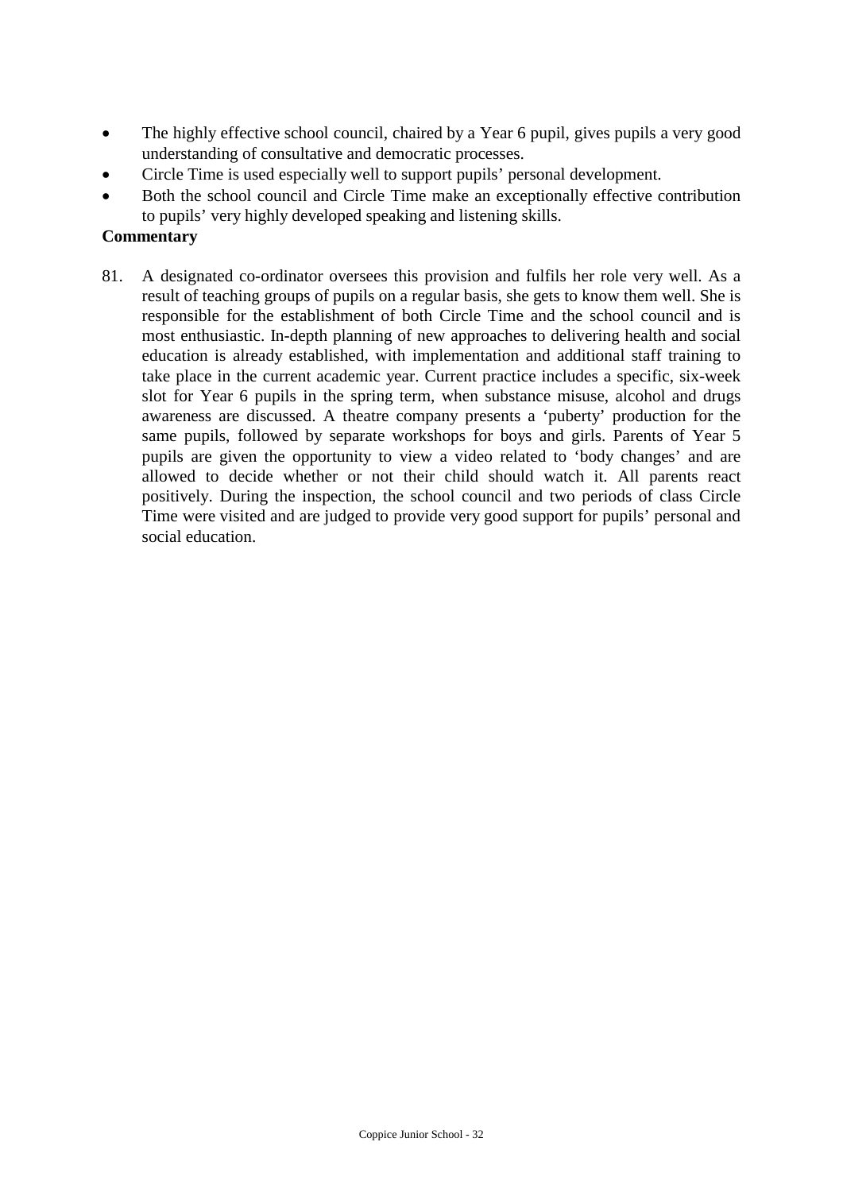- The highly effective school council, chaired by a Year 6 pupil, gives pupils a very good understanding of consultative and democratic processes.
- Circle Time is used especially well to support pupils' personal development.
- Both the school council and Circle Time make an exceptionally effective contribution to pupils' very highly developed speaking and listening skills.

**Commentary**

81. A designated co-ordinator oversees this provision and fulfils her role very well. As a result of teaching groups of pupils on a regular basis, she gets to know them well. She is responsible for the establishment of both Circle Time and the school council and is most enthusiastic. In-depth planning of new approaches to delivering health and social education is already established, with implementation and additional staff training to take place in the current academic year. Current practice includes a specific, six-week slot for Year 6 pupils in the spring term, when substance misuse, alcohol and drugs awareness are discussed. A theatre company presents a 'puberty' production for the same pupils, followed by separate workshops for boys and girls. Parents of Year 5 pupils are given the opportunity to view a video related to 'body changes' and are allowed to decide whether or not their child should watch it. All parents react positively. During the inspection, the school council and two periods of class Circle Time were visited and are judged to provide very good support for pupils' personal and social education.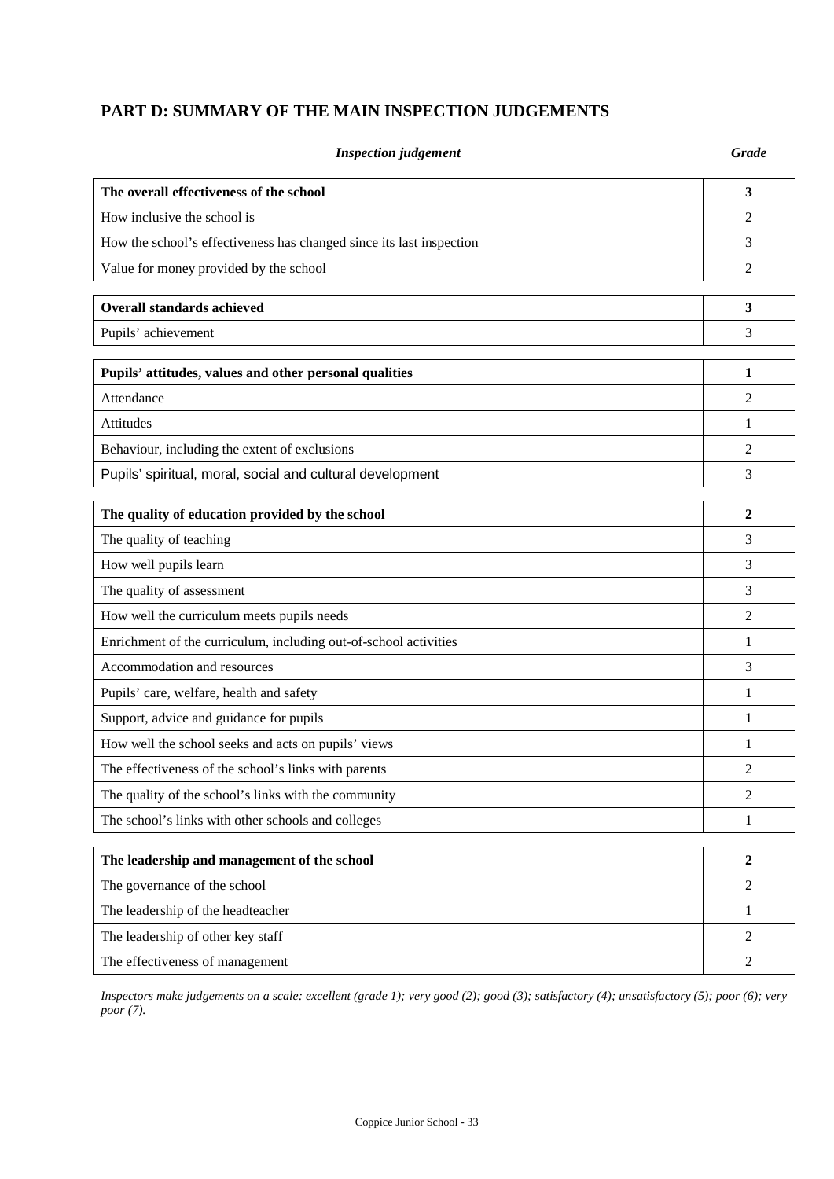## PART D: SUMMARY OF THE MAIN INSPECTION JUDGEMENTS

| *Inspection judgement* | *Grade* |
|---|---|
| **The overall effectiveness of the school** | **3** |
| How inclusive the school is | 2 |
| How the school's effectiveness has changed since its last inspection | 3 |
| Value for money provided by the school | 2 |
| **Overall standards achieved** | **3** |
| Pupils' achievement | 3 |
| **Pupils' attitudes, values and other personal qualities** | **1** |
| Attendance | 2 |
| Attitudes | 1 |
| Behaviour, including the extent of exclusions | 2 |
| Pupils' spiritual, moral, social and cultural development | 3 |
| **The quality of education provided by the school** | **2** |
| The quality of teaching | 3 |
| How well pupils learn | 3 |
| The quality of assessment | 3 |
| How well the curriculum meets pupils needs | 2 |
| Enrichment of the curriculum, including out-of-school activities | 1 |
| Accommodation and resources | 3 |
| Pupils' care, welfare, health and safety | 1 |
| Support, advice and guidance for pupils | 1 |
| How well the school seeks and acts on pupils' views | 1 |
| The effectiveness of the school's links with parents | 2 |
| The quality of the school's links with the community | 2 |
| The school's links with other schools and colleges | 1 |
| **The leadership and management of the school** | **2** |
| The governance of the school | 2 |
| The leadership of the headteacher | 1 |
| The leadership of other key staff | 2 |
| The effectiveness of management | 2 |

*Inspectors make judgements on a scale: excellent (grade 1); very good (2); good (3); satisfactory (4); unsatisfactory (5); poor (6); very poor (7).*